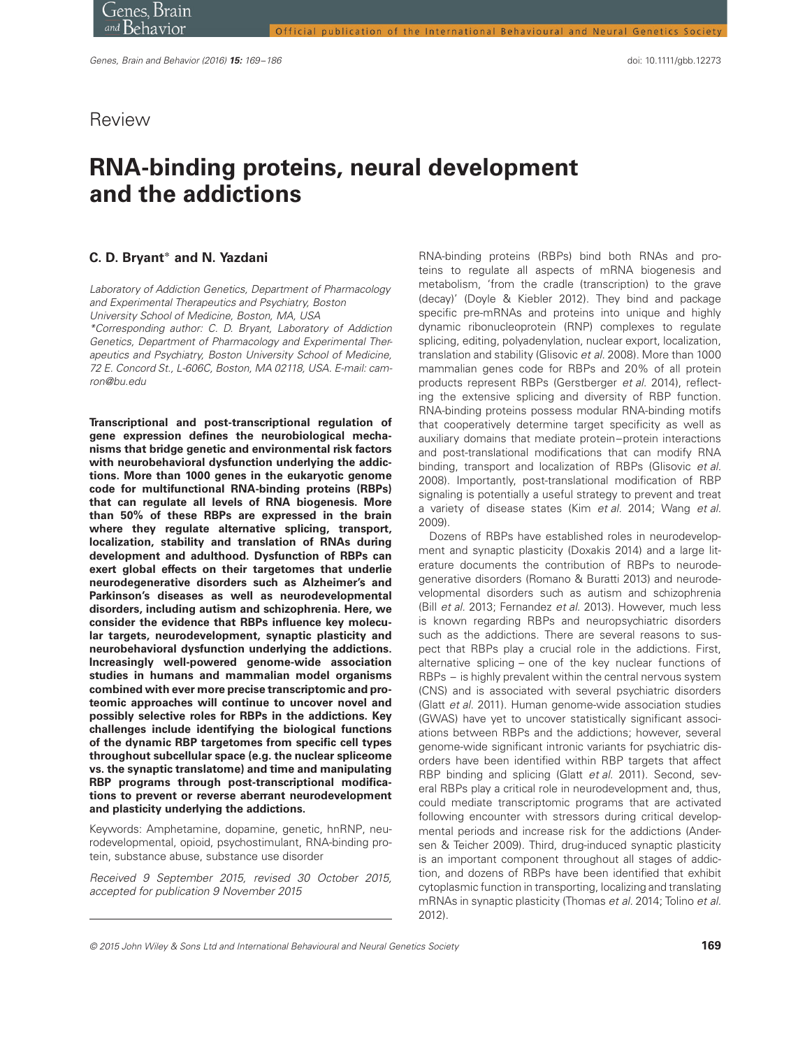Review

# RNA-binding proteins, neural development and the addictions

**C. D. Bryant\* and N. Yazdani**

*Laboratory of Addiction Genetics, Department of Pharmacology and Experimental Therapeutics and Psychiatry, Boston University School of Medicine, Boston, MA, USA*
*\*Corresponding author: C. D. Bryant, Laboratory of Addiction Genetics, Department of Pharmacology and Experimental Therapeutics and Psychiatry, Boston University School of Medicine, 72 E. Concord St., L-606C, Boston, MA 02118, USA. E-mail: camron@bu.edu*

**Transcriptional and post-transcriptional regulation of gene expression defines the neurobiological mechanisms that bridge genetic and environmental risk factors with neurobehavioral dysfunction underlying the addictions. More than 1000 genes in the eukaryotic genome code for multifunctional RNA-binding proteins (RBPs) that can regulate all levels of RNA biogenesis. More than 50% of these RBPs are expressed in the brain where they regulate alternative splicing, transport, localization, stability and translation of RNAs during development and adulthood. Dysfunction of RBPs can exert global effects on their targetomes that underlie neurodegenerative disorders such as Alzheimer's and Parkinson's diseases as well as neurodevelopmental disorders, including autism and schizophrenia. Here, we consider the evidence that RBPs influence key molecular targets, neurodevelopment, synaptic plasticity and neurobehavioral dysfunction underlying the addictions. Increasingly well-powered genome-wide association studies in humans and mammalian model organisms combined with ever more precise transcriptomic and proteomic approaches will continue to uncover novel and possibly selective roles for RBPs in the addictions. Key challenges include identifying the biological functions of the dynamic RBP targetomes from specific cell types throughout subcellular space (e.g. the nuclear spliceome vs. the synaptic translatome) and time and manipulating RBP programs through post-transcriptional modifications to prevent or reverse aberrant neurodevelopment and plasticity underlying the addictions.**

Keywords: Amphetamine, dopamine, genetic, hnRNP, neurodevelopmental, opioid, psychostimulant, RNA-binding protein, substance abuse, substance use disorder

*Received 9 September 2015, revised 30 October 2015, accepted for publication 9 November 2015*

RNA-binding proteins (RBPs) bind both RNAs and proteins to regulate all aspects of mRNA biogenesis and metabolism, 'from the cradle (transcription) to the grave (decay)' (Doyle & Kiebler 2012). They bind and package specific pre-mRNAs and proteins into unique and highly dynamic ribonucleoprotein (RNP) complexes to regulate splicing, editing, polyadenylation, nuclear export, localization, translation and stability (Glisovic *et al.* 2008). More than 1000 mammalian genes code for RBPs and 20% of all protein products represent RBPs (Gerstberger *et al.* 2014), reflecting the extensive splicing and diversity of RBP function. RNA-binding proteins possess modular RNA-binding motifs that cooperatively determine target specificity as well as auxiliary domains that mediate protein–protein interactions and post-translational modifications that can modify RNA binding, transport and localization of RBPs (Glisovic *et al.* 2008). Importantly, post-translational modification of RBP signaling is potentially a useful strategy to prevent and treat a variety of disease states (Kim *et al.* 2014; Wang *et al.* 2009).

Dozens of RBPs have established roles in neurodevelopment and synaptic plasticity (Doxakis 2014) and a large literature documents the contribution of RBPs to neurodegenerative disorders (Romano & Buratti 2013) and neurodevelopmental disorders such as autism and schizophrenia (Bill *et al.* 2013; Fernandez *et al.* 2013). However, much less is known regarding RBPs and neuropsychiatric disorders such as the addictions. There are several reasons to suspect that RBPs play a crucial role in the addictions. First, alternative splicing – one of the key nuclear functions of RBPs – is highly prevalent within the central nervous system (CNS) and is associated with several psychiatric disorders (Glatt *et al.* 2011). Human genome-wide association studies (GWAS) have yet to uncover statistically significant associations between RBPs and the addictions; however, several genome-wide significant intronic variants for psychiatric disorders have been identified within RBP targets that affect RBP binding and splicing (Glatt *et al.* 2011). Second, several RBPs play a critical role in neurodevelopment and, thus, could mediate transcriptomic programs that are activated following encounter with stressors during critical developmental periods and increase risk for the addictions (Andersen & Teicher 2009). Third, drug-induced synaptic plasticity is an important component throughout all stages of addiction, and dozens of RBPs have been identified that exhibit cytoplasmic function in transporting, localizing and translating mRNAs in synaptic plasticity (Thomas *et al.* 2014; Tolino *et al.* 2012).

© 2015 John Wiley & Sons Ltd and International Behavioural and Neural Genetics Society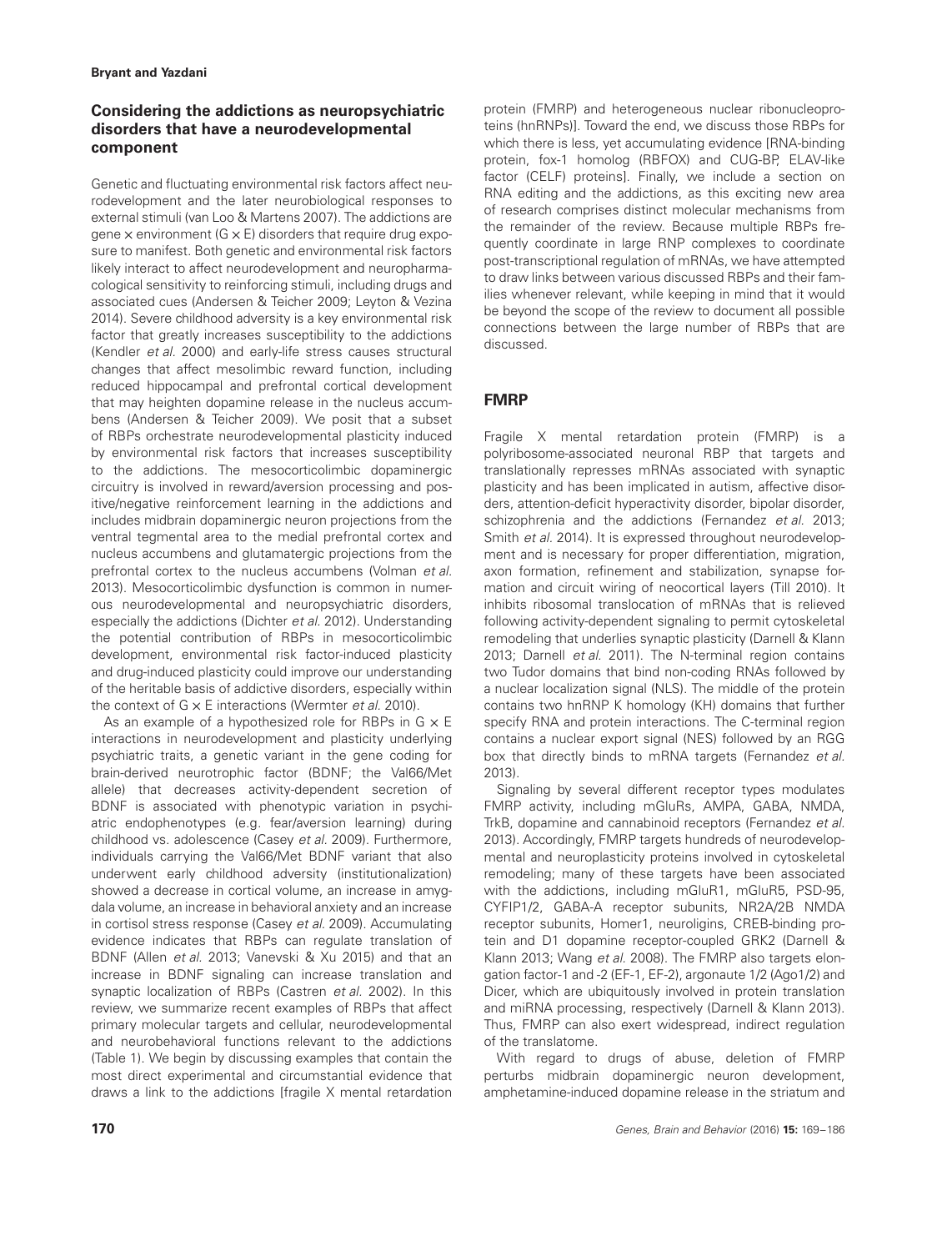## Considering the addictions as neuropsychiatric disorders that have a neurodevelopmental component

Genetic and fluctuating environmental risk factors affect neurodevelopment and the later neurobiological responses to external stimuli (van Loo & Martens 2007). The addictions are gene × environment (G × E) disorders that require drug exposure to manifest. Both genetic and environmental risk factors likely interact to affect neurodevelopment and neuropharmacological sensitivity to reinforcing stimuli, including drugs and associated cues (Andersen & Teicher 2009; Leyton & Vezina 2014). Severe childhood adversity is a key environmental risk factor that greatly increases susceptibility to the addictions (Kendler *et al.* 2000) and early-life stress causes structural changes that affect mesolimbic reward function, including reduced hippocampal and prefrontal cortical development that may heighten dopamine release in the nucleus accumbens (Andersen & Teicher 2009). We posit that a subset of RBPs orchestrate neurodevelopmental plasticity induced by environmental risk factors that increases susceptibility to the addictions. The mesocorticolimbic dopaminergic circuitry is involved in reward/aversion processing and positive/negative reinforcement learning in the addictions and includes midbrain dopaminergic neuron projections from the ventral tegmental area to the medial prefrontal cortex and nucleus accumbens and glutamatergic projections from the prefrontal cortex to the nucleus accumbens (Volman *et al.* 2013). Mesocorticolimbic dysfunction is common in numerous neurodevelopmental and neuropsychiatric disorders, especially the addictions (Dichter *et al.* 2012). Understanding the potential contribution of RBPs in mesocorticolimbic development, environmental risk factor-induced plasticity and drug-induced plasticity could improve our understanding of the heritable basis of addictive disorders, especially within the context of G × E interactions (Wermter *et al.* 2010).

As an example of a hypothesized role for RBPs in G × E interactions in neurodevelopment and plasticity underlying psychiatric traits, a genetic variant in the gene coding for brain-derived neurotrophic factor (BDNF; the Val66/Met allele) that decreases activity-dependent secretion of BDNF is associated with phenotypic variation in psychiatric endophenotypes (e.g. fear/aversion learning) during childhood vs. adolescence (Casey *et al.* 2009). Furthermore, individuals carrying the Val66/Met BDNF variant that also underwent early childhood adversity (institutionalization) showed a decrease in cortical volume, an increase in amygdala volume, an increase in behavioral anxiety and an increase in cortisol stress response (Casey *et al.* 2009). Accumulating evidence indicates that RBPs can regulate translation of BDNF (Allen *et al.* 2013; Vanevski & Xu 2015) and that an increase in BDNF signaling can increase translation and synaptic localization of RBPs (Castren *et al.* 2002). In this review, we summarize recent examples of RBPs that affect primary molecular targets and cellular, neurodevelopmental and neurobehavioral functions relevant to the addictions (Table 1). We begin by discussing examples that contain the most direct experimental and circumstantial evidence that draws a link to the addictions [fragile X mental retardation protein (FMRP) and heterogeneous nuclear ribonucleoproteins (hnRNPs)]. Toward the end, we discuss those RBPs for which there is less, yet accumulating evidence [RNA-binding protein, fox-1 homolog (RBFOX) and CUG-BP, ELAV-like factor (CELF) proteins]. Finally, we include a section on RNA editing and the addictions, as this exciting new area of research comprises distinct molecular mechanisms from the remainder of the review. Because multiple RBPs frequently coordinate in large RNP complexes to coordinate post-transcriptional regulation of mRNAs, we have attempted to draw links between various discussed RBPs and their families whenever relevant, while keeping in mind that it would be beyond the scope of the review to document all possible connections between the large number of RBPs that are discussed.

## FMRP

Fragile X mental retardation protein (FMRP) is a polyribosome-associated neuronal RBP that targets and translationally represses mRNAs associated with synaptic plasticity and has been implicated in autism, affective disorders, attention-deficit hyperactivity disorder, bipolar disorder, schizophrenia and the addictions (Fernandez *et al.* 2013; Smith *et al.* 2014). It is expressed throughout neurodevelopment and is necessary for proper differentiation, migration, axon formation, refinement and stabilization, synapse formation and circuit wiring of neocortical layers (Till 2010). It inhibits ribosomal translocation of mRNAs that is relieved following activity-dependent signaling to permit cytoskeletal remodeling that underlies synaptic plasticity (Darnell & Klann 2013; Darnell *et al.* 2011). The N-terminal region contains two Tudor domains that bind non-coding RNAs followed by a nuclear localization signal (NLS). The middle of the protein contains two hnRNP K homology (KH) domains that further specify RNA and protein interactions. The C-terminal region contains a nuclear export signal (NES) followed by an RGG box that directly binds to mRNA targets (Fernandez *et al.* 2013).

Signaling by several different receptor types modulates FMRP activity, including mGluRs, AMPA, GABA, NMDA, TrkB, dopamine and cannabinoid receptors (Fernandez *et al.* 2013). Accordingly, FMRP targets hundreds of neurodevelopmental and neuroplasticity proteins involved in cytoskeletal remodeling; many of these targets have been associated with the addictions, including mGluR1, mGluR5, PSD-95, CYFIP1/2, GABA-A receptor subunits, NR2A/2B NMDA receptor subunits, Homer1, neuroligins, CREB-binding protein and D1 dopamine receptor-coupled GRK2 (Darnell & Klann 2013; Wang *et al.* 2008). The FMRP also targets elongation factor-1 and -2 (EF-1, EF-2), argonaute 1/2 (Ago1/2) and Dicer, which are ubiquitously involved in protein translation and miRNA processing, respectively (Darnell & Klann 2013). Thus, FMRP can also exert widespread, indirect regulation of the translatome.

With regard to drugs of abuse, deletion of FMRP perturbs midbrain dopaminergic neuron development, amphetamine-induced dopamine release in the striatum and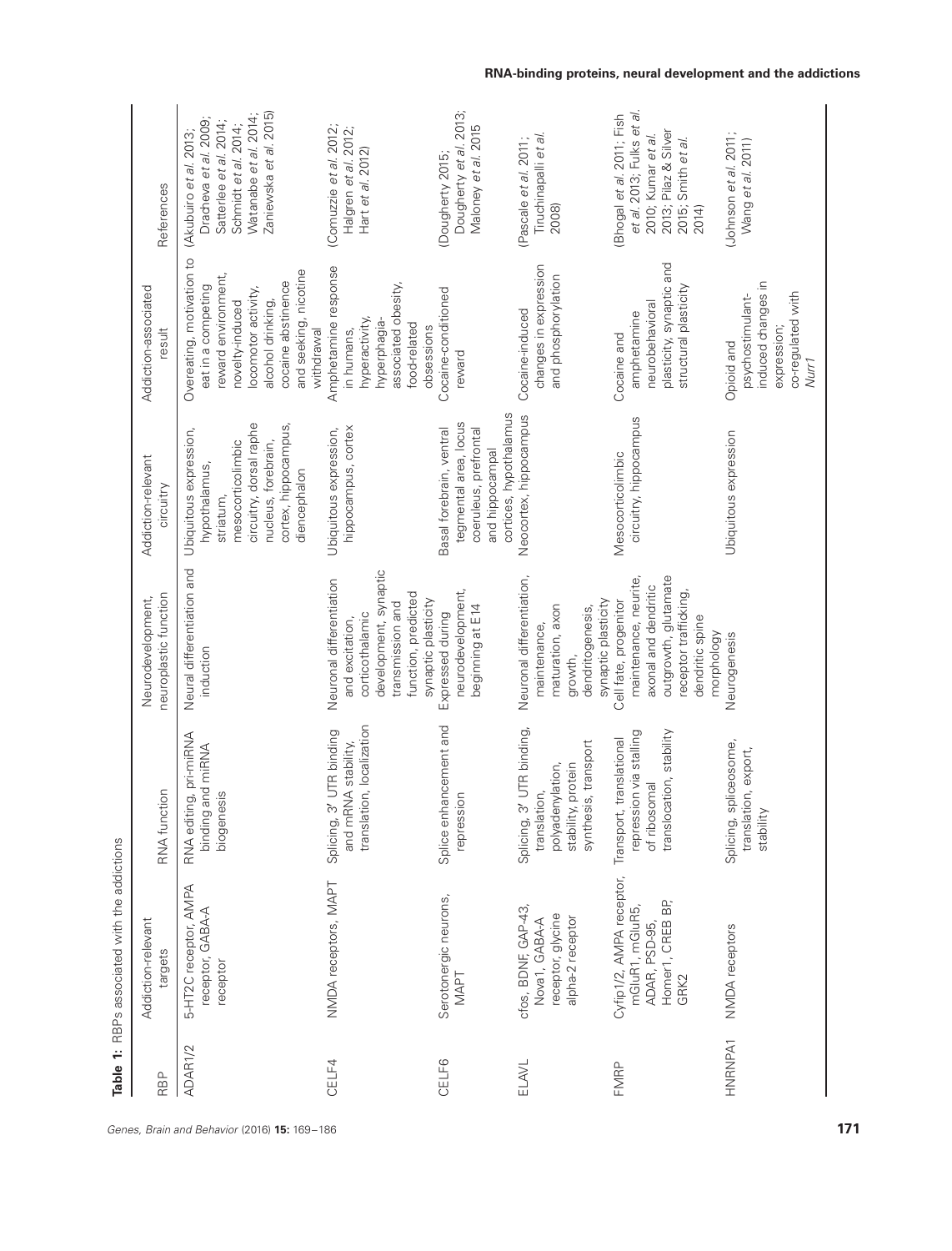**Table 1:** RBPs associated with the addictions

| RBP | Addiction-relevant targets | RNA function | Neurodevelopment, neuroplastic function | Addiction-relevant circuitry | Addiction-associated result | References |
|---|---|---|---|---|---|---|
| ADAR1/2 | 5-HT2C receptor, AMPA receptor, GABA-A receptor | RNA editing, pri-miRNA binding and miRNA biogenesis | Neural differentiation and induction | Ubiquitous expression, hypothalamus, striatum, mesocorticolimbic circuitry, dorsal raphe nucleus, forebrain, cortex, hippocampus, diencephalon | Overeating, motivation to eat in a competing reward environment, novelty-induced locomotor activity, alcohol drinking, cocaine abstinence and seeking, nicotine withdrawal | (Akubuiro *et al.* 2013; Dracheva *et al.* 2009; Satterlee *et al.* 2014; Schmidt *et al.* 2014; Watanabe *et al.* 2014; Zaniewska *et al.* 2015) |
| CELF4 | NMDA receptors, MAPT | Splicing, 3′ UTR binding and mRNA stability, translation, localization | Neuronal differentiation and excitation, corticothalamic development, synaptic transmission and function, predicted synaptic plasticity | Ubiquitous expression, hippocampus, cortex | Amphetamine response in humans, hyperactivity, hyperphagia-associated obesity, food-related obsessions | (Comuzzie *et al.* 2012; Halgren *et al.* 2012; Hart *et al.* 2012) |
| CELF6 | Serotonergic neurons, MAPT | Splice enhancement and repression | Expressed during neurodevelopment, beginning at E14 | Basal forebrain, ventral tegmental area, locus coeruleus, prefrontal and hippocampal cortices, hypothalamus | Cocaine-conditioned reward | (Dougherty 2015; Dougherty *et al.* 2013; Maloney *et al.* 2015 |
| ELAVL | cfos, BDNF, GAP-43, Nova1, GABA-A receptor, glycine alpha-2 receptor | Splicing, 3′ UTR binding, translation, polyadenylation, stability, protein synthesis, transport | Neuronal differentiation, maintenance, maturation, axon growth, dendritogenesis, synaptic plasticity | Neocortex, hippocampus | Cocaine-induced changes in expression and phosphorylation | (Pascale *et al.* 2011; Tiruchinapalli *et al.* 2008) |
| FMRP | Cyfip1/2, AMPA receptor, mGluR1, mGluR5, ADAR, PSD-95, Homer1, CREB BP, GRK2 | Transport, translational repression via stalling of ribosomal translocation, stability | Cell fate, progenitor maintenance, neurite, axonal and dendritic outgrowth, glutamate receptor trafficking, dendritic spine morphology | Mesocorticolimbic circuitry, hippocampus | Cocaine and amphetamine neurobehavioral plasticity, synaptic and structural plasticity | (Bhogal *et al.* 2011; Fish *et al.* 2013; Fulks *et al.* 2010; Kumar *et al.* 2013; Pilaz & Silver 2015; Smith *et al.* 2014) |
| HNRNPA1 | NMDA receptors | Splicing, spliceosome, translation, export, stability | Neurogenesis | Ubiquitous expression | Opioid and psychostimulant-induced changes in expression; co-regulated with *Nurr1* | (Johnson *et al.* 2011; Wang *et al.* 2011) |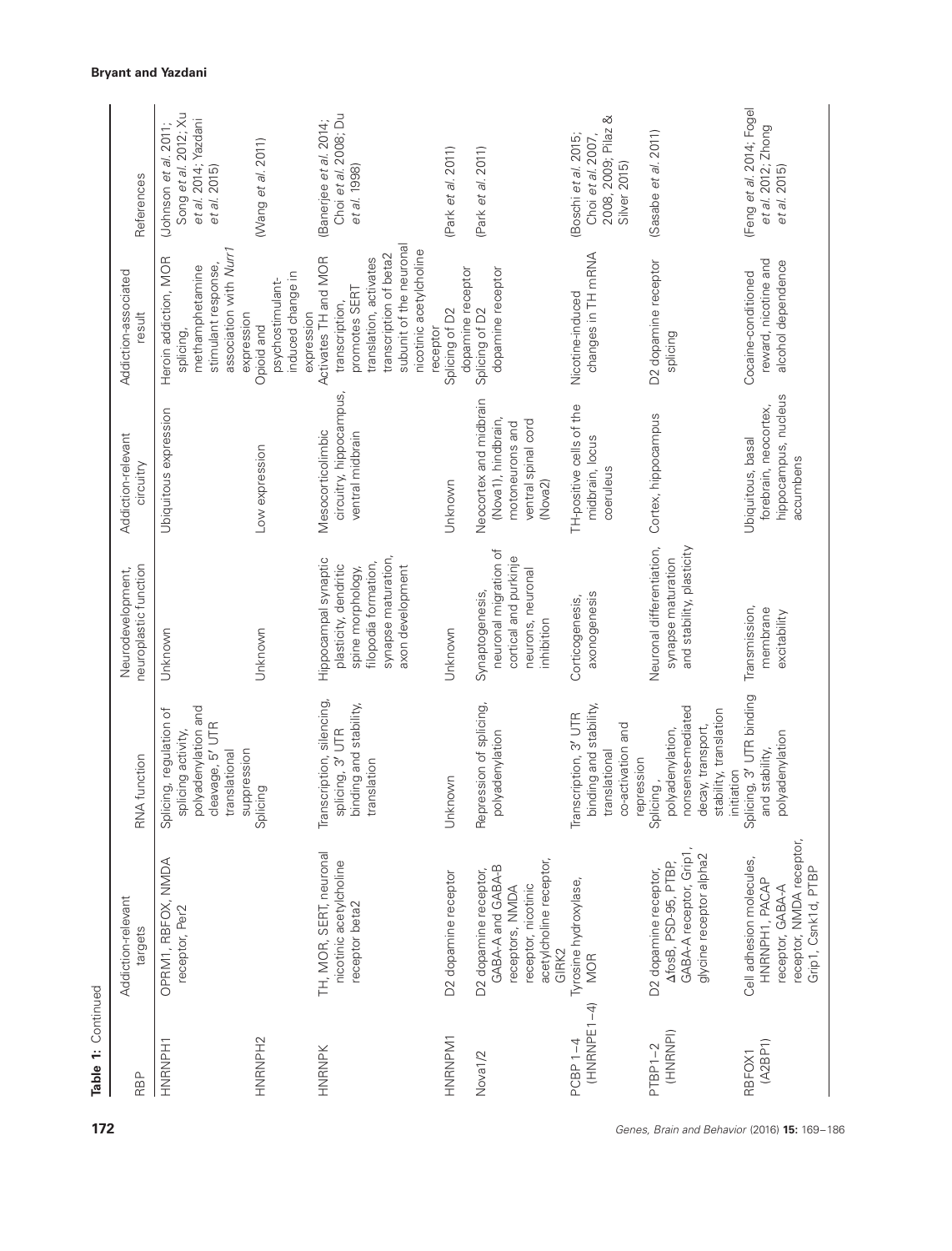**Table 1:** Continued

| RBP | Addiction-relevant targets | RNA function | Neurodevelopment, neuroplastic function | Addiction-relevant circuitry | Addiction-associated result | References |
|---|---|---|---|---|---|---|
| HNRNPH1 | OPRM1, RBFOX, NMDA receptor, Per2 | Splicing, regulation of splicing activity, polyadenylation and cleavage, 5′ UTR translational suppression | Unknown | Ubiquitous expression | Heroin addiction, MOR splicing, methamphetamine stimulant response, association with *Nurr1* expression | (Johnson *et al.* 2011; Song *et al.* 2012; Xu *et al.* 2014; Yazdani *et al.* 2015) |
| HNRNPH2 | | Splicing | Unknown | Low expression | Opioid and psychostimulant-induced change in expression | (Wang *et al.* 2011) |
| HNRNPK | TH, MOR, SERT, neuronal nicotinic acetylcholine receptor beta2 | Transcription, silencing, splicing, 3′ UTR binding and stability, translation | Hippocampal synaptic plasticity, dendritic spine morphology, filopodia formation, synapse maturation, axon development | Mesocorticolimbic circuitry, hippocampus, ventral midbrain | Activates TH and MOR transcription, promotes SERT translation, activates transcription of beta2 subunit of the neuronal nicotinic acetylcholine receptor | (Banerjee *et al.* 2014; Choi *et al.* 2008; Du *et al.* 1998) |
| HNRNPM1 | D2 dopamine receptor | Unknown | Unknown | Unknown | Splicing of D2 dopamine receptor | (Park *et al.* 2011) |
| Nova1/2 | D2 dopamine receptor, GABA-A and GABA-B receptors, NMDA receptor, nicotinic acetylcholine receptor, GIRK2 | Repression of splicing, polyadenylation | Synaptogenesis, neuronal migration of cortical and purkinje neurons, neuronal inhibition | Neocortex and midbrain (Nova1), hindbrain, motoneurons and ventral spinal cord (Nova2) | Splicing of D2 dopamine receptor | (Park *et al.* 2011) |
| PCBP 1–4 (HNRNPE1–4) | Tyrosine hydroxylase, MOR | Transcription, 3′ UTR binding and stability, translational co-activation and repression | Corticogenesis, axonogenesis | TH-positive cells of the midbrain, locus coeruleus | Nicotine-induced changes in TH mRNA | (Boschi *et al.* 2015; Choi *et al.* 2007, 2008, 2009; Pilaz & Silver 2015) |
| PTBP1–2 (HNRNPI) | D2 dopamine receptor, ΔfosB, PSD-95, PTBP, GABA-A receptor, Grip1, glycine receptor alpha2 | Splicing, polyadenylation, nonsense-mediated decay, transport, stability, translation initiation | Neuronal differentiation, synapse maturation and stability, plasticity | Cortex, hippocampus | D2 dopamine receptor splicing | (Sasabe *et al.* 2011) |
| RBFOX1 (A2BP1) | Cell adhesion molecules, HNRNPH1, PACAP receptor, GABA-A receptor, NMDA receptor, Grip1, Csnk1d, PTBP | Splicing, 3′ UTR binding and stability, polyadenylation | Transmission, membrane excitability | Ubiquitous, basal forebrain, neocortex, hippocampus, nucleus accumbens | Cocaine-conditioned reward, nicotine and alcohol dependence | (Feng *et al.* 2014; Fogel *et al.* 2012; Zhong *et al.* 2015) |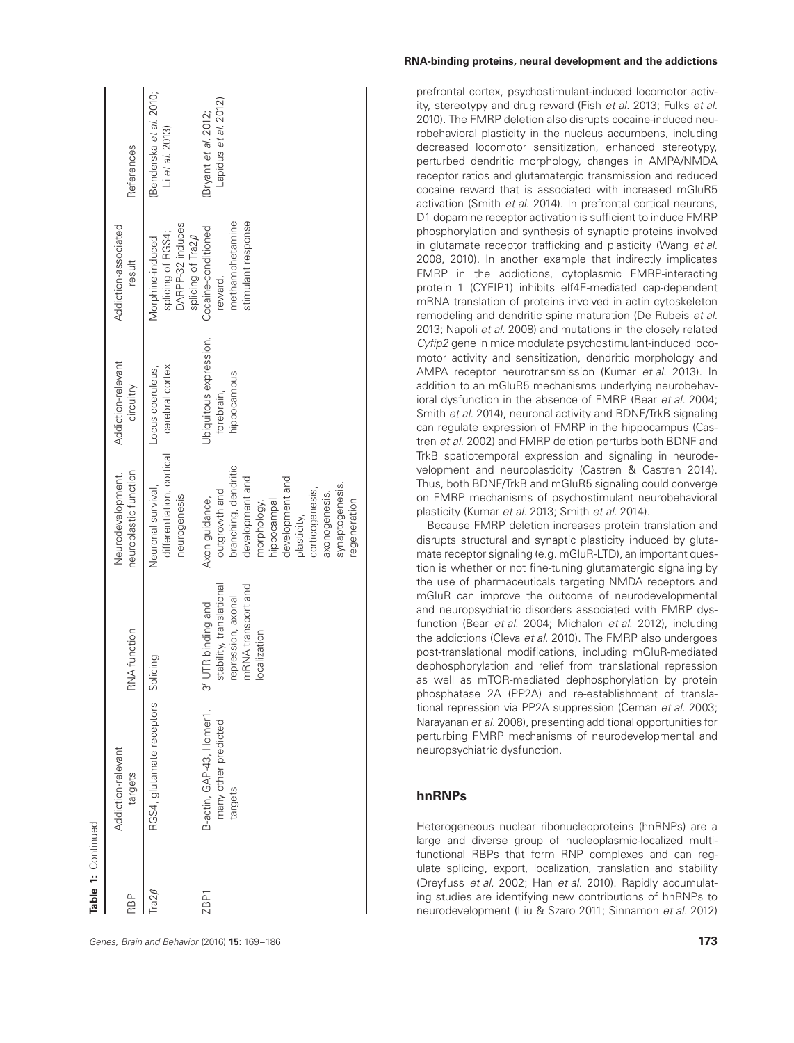**Table 1:** Continued

| RBP | Addiction-relevant targets | RNA function | Neurodevelopment, neuroplastic function | Addiction-relevant circuitry | Addiction-associated result | References |
|---|---|---|---|---|---|---|
| Tra2β | RGS4, glutamate receptors | Splicing | Neuronal survival, differentiation, cortical neurogenesis | Locus coeruleus, cerebral cortex | Morphine-induced splicing of RGS4; DARPP-32 induces splicing of Tra2β | (Benderska *et al.* 2010; Li *et al.* 2013) |
| ZBP1 | B-actin, GAP-43, Homer1, many other predicted targets | 3′ UTR binding and stability, translational repression, axonal mRNA transport and localization | Axon guidance, outgrowth and branching, dendritic development and morphology, hippocampal development and plasticity, corticogenesis, axonogenesis, synaptogenesis, regeneration | Ubiquitous expression, forebrain, hippocampus | Cocaine-conditioned reward, methamphetamine stimulant response | (Bryant *et al.* 2012; Lapidus *et al.* 2012) |

prefrontal cortex, psychostimulant-induced locomotor activity, stereotypy and drug reward (Fish *et al.* 2013; Fulks *et al.* 2010). The FMRP deletion also disrupts cocaine-induced neurobehavioral plasticity in the nucleus accumbens, including decreased locomotor sensitization, enhanced stereotypy, perturbed dendritic morphology, changes in AMPA/NMDA receptor ratios and glutamatergic transmission and reduced cocaine reward that is associated with increased mGluR5 activation (Smith *et al.* 2014). In prefrontal cortical neurons, D1 dopamine receptor activation is sufficient to induce FMRP phosphorylation and synthesis of synaptic proteins involved in glutamate receptor trafficking and plasticity (Wang *et al.* 2008, 2010). In another example that indirectly implicates FMRP in the addictions, cytoplasmic FMRP-interacting protein 1 (CYFIP1) inhibits elf4E-mediated cap-dependent mRNA translation of proteins involved in actin cytoskeleton remodeling and dendritic spine maturation (De Rubeis *et al.* 2013; Napoli *et al.* 2008) and mutations in the closely related *Cyfip2* gene in mice modulate psychostimulant-induced locomotor activity and sensitization, dendritic morphology and AMPA receptor neurotransmission (Kumar *et al.* 2013). In addition to an mGluR5 mechanisms underlying neurobehavioral dysfunction in the absence of FMRP (Bear *et al.* 2004; Smith *et al.* 2014), neuronal activity and BDNF/TrkB signaling can regulate expression of FMRP in the hippocampus (Castren *et al.* 2002) and FMRP deletion perturbs both BDNF and TrkB spatiotemporal expression and signaling in neurodevelopment and neuroplasticity (Castren & Castren 2014). Thus, both BDNF/TrkB and mGluR5 signaling could converge on FMRP mechanisms of psychostimulant neurobehavioral plasticity (Kumar *et al.* 2013; Smith *et al.* 2014).

Because FMRP deletion increases protein translation and disrupts structural and synaptic plasticity induced by glutamate receptor signaling (e.g. mGluR-LTD), an important question is whether or not fine-tuning glutamatergic signaling by the use of pharmaceuticals targeting NMDA receptors and mGluR can improve the outcome of neurodevelopmental and neuropsychiatric disorders associated with FMRP dysfunction (Bear *et al.* 2004; Michalon *et al.* 2012), including the addictions (Cleva *et al.* 2010). The FMRP also undergoes post-translational modifications, including mGluR-mediated dephosphorylation and relief from translational repression as well as mTOR-mediated dephosphorylation by protein phosphatase 2A (PP2A) and re-establishment of translational repression via PP2A suppression (Ceman *et al.* 2003; Narayanan *et al.* 2008), presenting additional opportunities for perturbing FMRP mechanisms of neurodevelopmental and neuropsychiatric dysfunction.

## hnRNPs

Heterogeneous nuclear ribonucleoproteins (hnRNPs) are a large and diverse group of nucleoplasmic-localized multifunctional RBPs that form RNP complexes and can regulate splicing, export, localization, translation and stability (Dreyfuss *et al.* 2002; Han *et al.* 2010). Rapidly accumulating studies are identifying new contributions of hnRNPs to neurodevelopment (Liu & Szaro 2011; Sinnamon *et al.* 2012)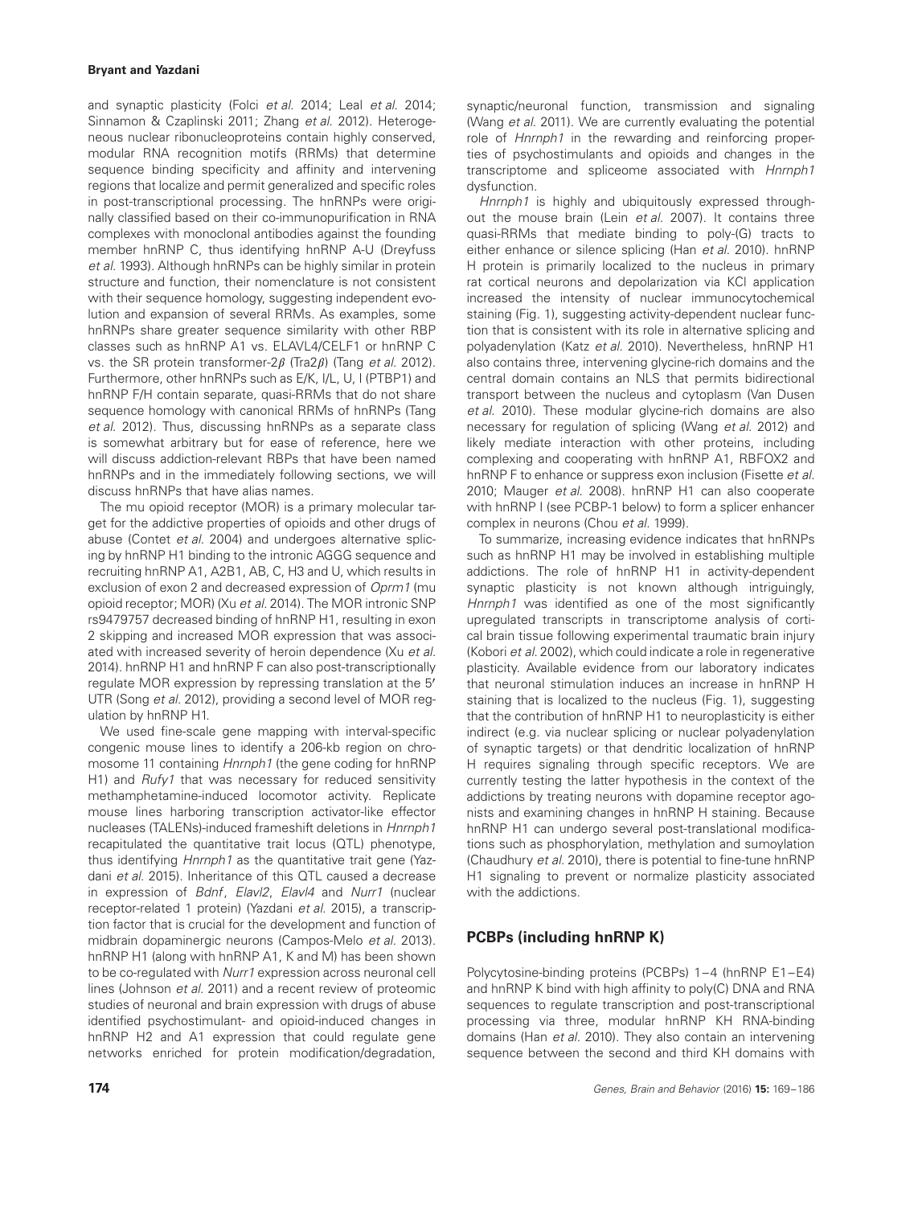and synaptic plasticity (Folci *et al.* 2014; Leal *et al.* 2014; Sinnamon & Czaplinski 2011; Zhang *et al.* 2012). Heterogeneous nuclear ribonucleoproteins contain highly conserved, modular RNA recognition motifs (RRMs) that determine sequence binding specificity and affinity and intervening regions that localize and permit generalized and specific roles in post-transcriptional processing. The hnRNPs were originally classified based on their co-immunopurification in RNA complexes with monoclonal antibodies against the founding member hnRNP C, thus identifying hnRNP A-U (Dreyfuss *et al.* 1993). Although hnRNPs can be highly similar in protein structure and function, their nomenclature is not consistent with their sequence homology, suggesting independent evolution and expansion of several RRMs. As examples, some hnRNPs share greater sequence similarity with other RBP classes such as hnRNP A1 vs. ELAVL4/CELF1 or hnRNP C vs. the SR protein transformer-2$\beta$ (Tra2$\beta$) (Tang *et al.* 2012). Furthermore, other hnRNPs such as E/K, I/L, U, I (PTBP1) and hnRNP F/H contain separate, quasi-RRMs that do not share sequence homology with canonical RRMs of hnRNPs (Tang *et al.* 2012). Thus, discussing hnRNPs as a separate class is somewhat arbitrary but for ease of reference, here we will discuss addiction-relevant RBPs that have been named hnRNPs and in the immediately following sections, we will discuss hnRNPs that have alias names.

The mu opioid receptor (MOR) is a primary molecular target for the addictive properties of opioids and other drugs of abuse (Contet *et al.* 2004) and undergoes alternative splicing by hnRNP H1 binding to the intronic AGGG sequence and recruiting hnRNP A1, A2B1, AB, C, H3 and U, which results in exclusion of exon 2 and decreased expression of *Oprm1* (mu opioid receptor; MOR) (Xu *et al.* 2014). The MOR intronic SNP rs9479757 decreased binding of hnRNP H1, resulting in exon 2 skipping and increased MOR expression that was associated with increased severity of heroin dependence (Xu *et al.* 2014). hnRNP H1 and hnRNP F can also post-transcriptionally regulate MOR expression by repressing translation at the 5′ UTR (Song *et al.* 2012), providing a second level of MOR regulation by hnRNP H1.

We used fine-scale gene mapping with interval-specific congenic mouse lines to identify a 206-kb region on chromosome 11 containing *Hnrnph1* (the gene coding for hnRNP H1) and *Rufy1* that was necessary for reduced sensitivity methamphetamine-induced locomotor activity. Replicate mouse lines harboring transcription activator-like effector nucleases (TALENs)-induced frameshift deletions in *Hnrnph1* recapitulated the quantitative trait locus (QTL) phenotype, thus identifying *Hnrnph1* as the quantitative trait gene (Yazdani *et al.* 2015). Inheritance of this QTL caused a decrease in expression of *Bdnf*, *Elavl2*, *Elavl4* and *Nurr1* (nuclear receptor-related 1 protein) (Yazdani *et al.* 2015), a transcription factor that is crucial for the development and function of midbrain dopaminergic neurons (Campos-Melo *et al.* 2013). hnRNP H1 (along with hnRNP A1, K and M) has been shown to be co-regulated with *Nurr1* expression across neuronal cell lines (Johnson *et al.* 2011) and a recent review of proteomic studies of neuronal and brain expression with drugs of abuse identified psychostimulant- and opioid-induced changes in hnRNP H2 and A1 expression that could regulate gene networks enriched for protein modification/degradation, synaptic/neuronal function, transmission and signaling (Wang *et al.* 2011). We are currently evaluating the potential role of *Hnrnph1* in the rewarding and reinforcing properties of psychostimulants and opioids and changes in the transcriptome and spliceome associated with *Hnrnph1* dysfunction.

*Hnrnph1* is highly and ubiquitously expressed throughout the mouse brain (Lein *et al.* 2007). It contains three quasi-RRMs that mediate binding to poly-(G) tracts to either enhance or silence splicing (Han *et al.* 2010). hnRNP H protein is primarily localized to the nucleus in primary rat cortical neurons and depolarization via KCl application increased the intensity of nuclear immunocytochemical staining (Fig. 1), suggesting activity-dependent nuclear function that is consistent with its role in alternative splicing and polyadenylation (Katz *et al.* 2010). Nevertheless, hnRNP H1 also contains three, intervening glycine-rich domains and the central domain contains an NLS that permits bidirectional transport between the nucleus and cytoplasm (Van Dusen *et al.* 2010). These modular glycine-rich domains are also necessary for regulation of splicing (Wang *et al.* 2012) and likely mediate interaction with other proteins, including complexing and cooperating with hnRNP A1, RBFOX2 and hnRNP F to enhance or suppress exon inclusion (Fisette *et al.* 2010; Mauger *et al.* 2008). hnRNP H1 can also cooperate with hnRNP I (see PCBP-1 below) to form a splicer enhancer complex in neurons (Chou *et al.* 1999).

To summarize, increasing evidence indicates that hnRNPs such as hnRNP H1 may be involved in establishing multiple addictions. The role of hnRNP H1 in activity-dependent synaptic plasticity is not known although intriguingly, *Hnrnph1* was identified as one of the most significantly upregulated transcripts in transcriptome analysis of cortical brain tissue following experimental traumatic brain injury (Kobori *et al.* 2002), which could indicate a role in regenerative plasticity. Available evidence from our laboratory indicates that neuronal stimulation induces an increase in hnRNP H staining that is localized to the nucleus (Fig. 1), suggesting that the contribution of hnRNP H1 to neuroplasticity is either indirect (e.g. via nuclear splicing or nuclear polyadenylation of synaptic targets) or that dendritic localization of hnRNP H requires signaling through specific receptors. We are currently testing the latter hypothesis in the context of the addictions by treating neurons with dopamine receptor agonists and examining changes in hnRNP H staining. Because hnRNP H1 can undergo several post-translational modifications such as phosphorylation, methylation and sumoylation (Chaudhury *et al.* 2010), there is potential to fine-tune hnRNP H1 signaling to prevent or normalize plasticity associated with the addictions.

## PCBPs (including hnRNP K)

Polycytosine-binding proteins (PCBPs) 1–4 (hnRNP E1–E4) and hnRNP K bind with high affinity to poly(C) DNA and RNA sequences to regulate transcription and post-transcriptional processing via three, modular hnRNP KH RNA-binding domains (Han *et al.* 2010). They also contain an intervening sequence between the second and third KH domains with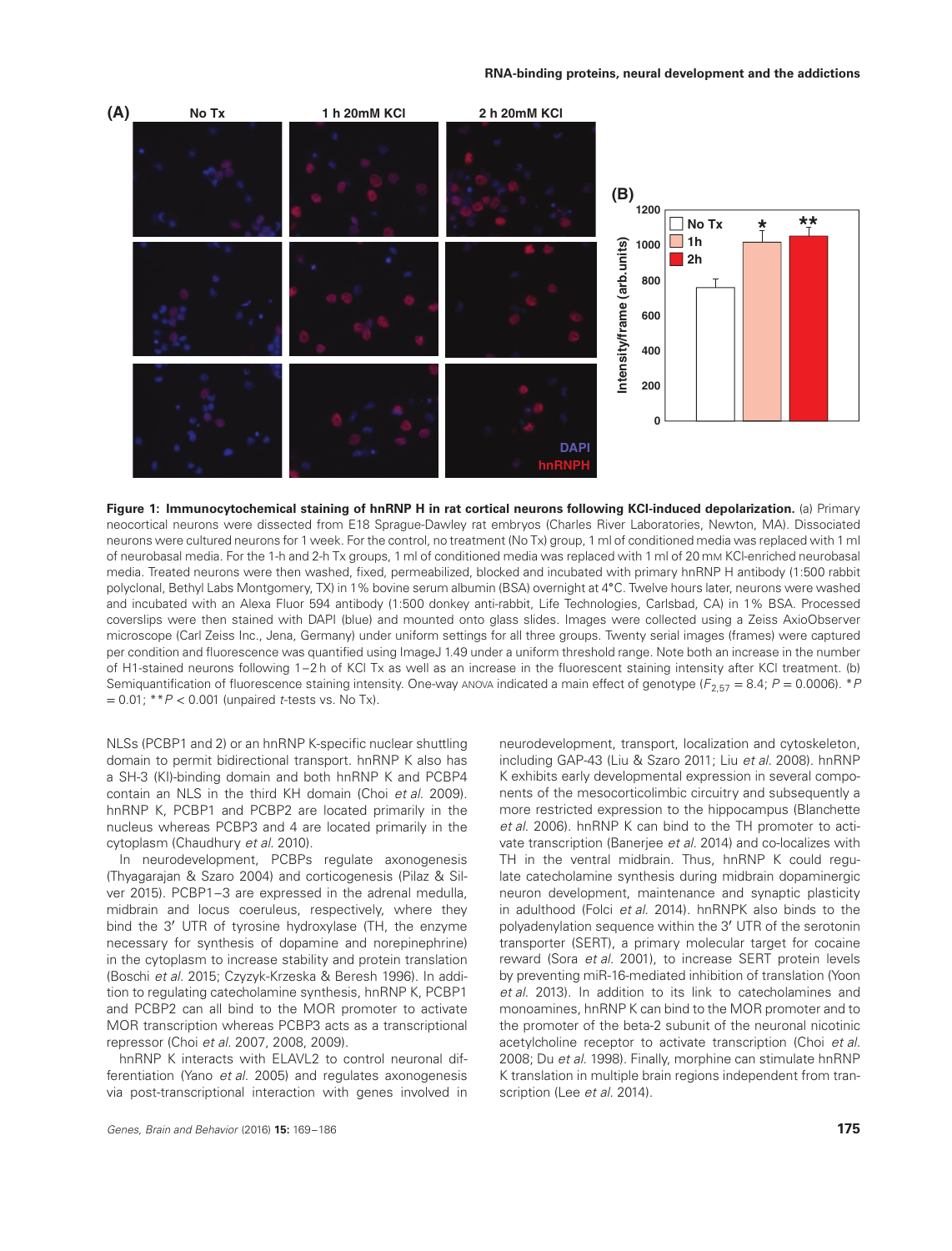**Figure 1: Immunocytochemical staining of hnRNP H in rat cortical neurons following KCl-induced depolarization.** (a) Primary neocortical neurons were dissected from E18 Sprague-Dawley rat embryos (Charles River Laboratories, Newton, MA). Dissociated neurons were cultured neurons for 1 week. For the control, no treatment (No Tx) group, 1 ml of conditioned media was replaced with 1 ml of neurobasal media. For the 1-h and 2-h Tx groups, 1 ml of conditioned media was replaced with 1 ml of 20 mM KCl-enriched neurobasal media. Treated neurons were then washed, fixed, permeabilized, blocked and incubated with primary hnRNP H antibody (1:500 rabbit polyclonal, Bethyl Labs Montgomery, TX) in 1% bovine serum albumin (BSA) overnight at 4°C. Twelve hours later, neurons were washed and incubated with an Alexa Fluor 594 antibody (1:500 donkey anti-rabbit, Life Technologies, Carlsbad, CA) in 1% BSA. Processed coverslips were then stained with DAPI (blue) and mounted onto glass slides. Images were collected using a Zeiss AxioObserver microscope (Carl Zeiss Inc., Jena, Germany) under uniform settings for all three groups. Twenty serial images (frames) were captured per condition and fluorescence was quantified using ImageJ 1.49 under a uniform threshold range. Note both an increase in the number of H1-stained neurons following 1–2 h of KCl Tx as well as an increase in the fluorescent staining intensity after KCl treatment. (b) Semiquantification of fluorescence staining intensity. One-way ANOVA indicated a main effect of genotype ($F_{2,57} = 8.4$; $P = 0.0006$). *$P = 0.01$; **$P < 0.001$ (unpaired $t$-tests vs. No Tx).

NLSs (PCBP1 and 2) or an hnRNP K-specific nuclear shuttling domain to permit bidirectional transport. hnRNP K also has a SH-3 (KI)-binding domain and both hnRNP K and PCBP4 contain an NLS in the third KH domain (Choi *et al.* 2009). hnRNP K, PCBP1 and PCBP2 are located primarily in the nucleus whereas PCBP3 and 4 are located primarily in the cytoplasm (Chaudhury *et al.* 2010).

In neurodevelopment, PCBPs regulate axonogenesis (Thyagarajan & Szaro 2004) and corticogenesis (Pilaz & Silver 2015). PCBP1–3 are expressed in the adrenal medulla, midbrain and locus coeruleus, respectively, where they bind the 3′ UTR of tyrosine hydroxylase (TH, the enzyme necessary for synthesis of dopamine and norepinephrine) in the cytoplasm to increase stability and protein translation (Boschi *et al.* 2015; Czyzyk-Krzeska & Beresh 1996). In addition to regulating catecholamine synthesis, hnRNP K, PCBP1 and PCBP2 can all bind to the MOR promoter to activate MOR transcription whereas PCBP3 acts as a transcriptional repressor (Choi *et al.* 2007, 2008, 2009).

hnRNP K interacts with ELAVL2 to control neuronal differentiation (Yano *et al.* 2005) and regulates axonogenesis via post-transcriptional interaction with genes involved in neurodevelopment, transport, localization and cytoskeleton, including GAP-43 (Liu & Szaro 2011; Liu *et al.* 2008). hnRNP K exhibits early developmental expression in several components of the mesocorticolimbic circuitry and subsequently a more restricted expression to the hippocampus (Blanchette *et al.* 2006). hnRNP K can bind to the TH promoter to activate transcription (Banerjee *et al.* 2014) and co-localizes with TH in the ventral midbrain. Thus, hnRNP K could regulate catecholamine synthesis during midbrain dopaminergic neuron development, maintenance and synaptic plasticity in adulthood (Folci *et al.* 2014). hnRNPK also binds to the polyadenylation sequence within the 3′ UTR of the serotonin transporter (SERT), a primary molecular target for cocaine reward (Sora *et al.* 2001), to increase SERT protein levels by preventing miR-16-mediated inhibition of translation (Yoon *et al.* 2013). In addition to its link to catecholamines and monoamines, hnRNP K can bind to the MOR promoter and to the promoter of the beta-2 subunit of the neuronal nicotinic acetylcholine receptor to activate transcription (Choi *et al.* 2008; Du *et al.* 1998). Finally, morphine can stimulate hnRNP K translation in multiple brain regions independent from transcription (Lee *et al.* 2014).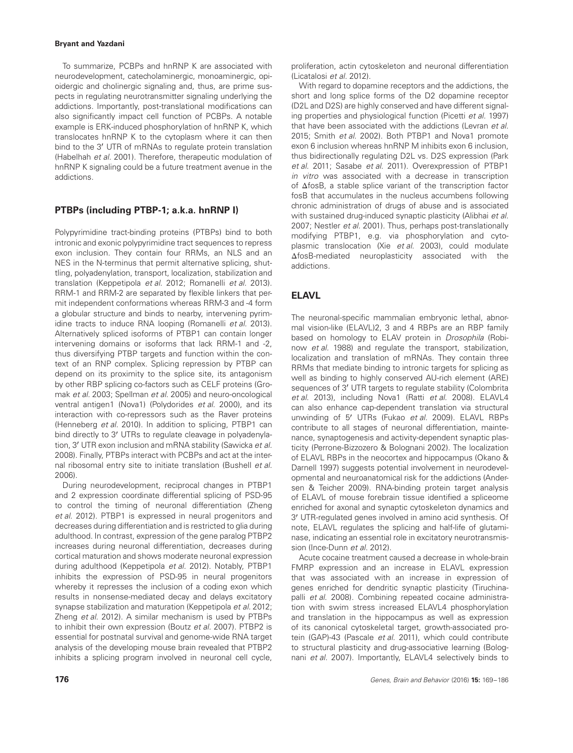To summarize, PCBPs and hnRNP K are associated with neurodevelopment, catecholaminergic, monoaminergic, opioidergic and cholinergic signaling and, thus, are prime suspects in regulating neurotransmitter signaling underlying the addictions. Importantly, post-translational modifications can also significantly impact cell function of PCBPs. A notable example is ERK-induced phosphorylation of hnRNP K, which translocates hnRNP K to the cytoplasm where it can then bind to the 3′ UTR of mRNAs to regulate protein translation (Habelhah *et al.* 2001). Therefore, therapeutic modulation of hnRNP K signaling could be a future treatment avenue in the addictions.

## PTBPs (including PTBP-1; a.k.a. hnRNP I)

Polypyrimidine tract-binding proteins (PTBPs) bind to both intronic and exonic polypyrimidine tract sequences to repress exon inclusion. They contain four RRMs, an NLS and an NES in the N-terminus that permit alternative splicing, shuttling, polyadenylation, transport, localization, stabilization and translation (Keppetipola *et al.* 2012; Romanelli *et al.* 2013). RRM-1 and RRM-2 are separated by flexible linkers that permit independent conformations whereas RRM-3 and -4 form a globular structure and binds to nearby, intervening pyrimidine tracts to induce RNA looping (Romanelli *et al.* 2013). Alternatively spliced isoforms of PTBP1 can contain longer intervening domains or isoforms that lack RRM-1 and -2, thus diversifying PTBP targets and function within the context of an RNP complex. Splicing repression by PTBP can depend on its proximity to the splice site, its antagonism by other RBP splicing co-factors such as CELF proteins (Gromak *et al.* 2003; Spellman *et al.* 2005) and neuro-oncological ventral antigen1 (Nova1) (Polydorides *et al.* 2000), and its interaction with co-repressors such as the Raver proteins (Henneberg *et al.* 2010). In addition to splicing, PTBP1 can bind directly to 3′ UTRs to regulate cleavage in polyadenylation, 3′ UTR exon inclusion and mRNA stability (Sawicka *et al.* 2008). Finally, PTBPs interact with PCBPs and act at the internal ribosomal entry site to initiate translation (Bushell *et al.* 2006).

During neurodevelopment, reciprocal changes in PTBP1 and 2 expression coordinate differential splicing of PSD-95 to control the timing of neuronal differentiation (Zheng *et al.* 2012). PTBP1 is expressed in neural progenitors and decreases during differentiation and is restricted to glia during adulthood. In contrast, expression of the gene paralog PTBP2 increases during neuronal differentiation, decreases during cortical maturation and shows moderate neuronal expression during adulthood (Keppetipola *et al.* 2012). Notably, PTBP1 inhibits the expression of PSD-95 in neural progenitors whereby it represses the inclusion of a coding exon which results in nonsense-mediated decay and delays excitatory synapse stabilization and maturation (Keppetipola *et al.* 2012; Zheng *et al.* 2012). A similar mechanism is used by PTBPs to inhibit their own expression (Boutz *et al.* 2007). PTBP2 is essential for postnatal survival and genome-wide RNA target analysis of the developing mouse brain revealed that PTBP2 inhibits a splicing program involved in neuronal cell cycle, proliferation, actin cytoskeleton and neuronal differentiation (Licatalosi *et al.* 2012).

With regard to dopamine receptors and the addictions, the short and long splice forms of the D2 dopamine receptor (D2L and D2S) are highly conserved and have different signaling properties and physiological function (Picetti *et al.* 1997) that have been associated with the addictions (Levran *et al.* 2015; Smith *et al.* 2002). Both PTBP1 and Nova1 promote exon 6 inclusion whereas hnRNP M inhibits exon 6 inclusion, thus bidirectionally regulating D2L vs. D2S expression (Park *et al.* 2011; Sasabe *et al.* 2011). Overexpression of PTBP1 *in vitro* was associated with a decrease in transcription of ΔfosB, a stable splice variant of the transcription factor fosB that accumulates in the nucleus accumbens following chronic administration of drugs of abuse and is associated with sustained drug-induced synaptic plasticity (Alibhai *et al.* 2007; Nestler *et al.* 2001). Thus, perhaps post-translationally modifying PTBP1, e.g. via phosphorylation and cytoplasmic translocation (Xie *et al.* 2003), could modulate ΔfosB-mediated neuroplasticity associated with the addictions.

## ELAVL

The neuronal-specific mammalian embryonic lethal, abnormal vision-like (ELAVL)2, 3 and 4 RBPs are an RBP family based on homology to ELAV protein in *Drosophila* (Robinow *et al.* 1988) and regulate the transport, stabilization, localization and translation of mRNAs. They contain three RRMs that mediate binding to intronic targets for splicing as well as binding to highly conserved AU-rich element (ARE) sequences of 3′ UTR targets to regulate stability (Colombrita *et al.* 2013), including Nova1 (Ratti *et al.* 2008). ELAVL4 can also enhance cap-dependent translation via structural unwinding of 5′ UTRs (Fukao *et al.* 2009). ELAVL RBPs contribute to all stages of neuronal differentiation, maintenance, synaptogenesis and activity-dependent synaptic plasticity (Perrone-Bizzozero & Bolognani 2002). The localization of ELAVL RBPs in the neocortex and hippocampus (Okano & Darnell 1997) suggests potential involvement in neurodevelopmental and neuroanatomical risk for the addictions (Andersen & Teicher 2009). RNA-binding protein target analysis of ELAVL of mouse forebrain tissue identified a spliceome enriched for axonal and synaptic cytoskeleton dynamics and 3′ UTR-regulated genes involved in amino acid synthesis. Of note, ELAVL regulates the splicing and half-life of glutaminase, indicating an essential role in excitatory neurotransmission (Ince-Dunn *et al.* 2012).

Acute cocaine treatment caused a decrease in whole-brain FMRP expression and an increase in ELAVL expression that was associated with an increase in expression of genes enriched for dendritic synaptic plasticity (Tiruchinapalli *et al.* 2008). Combining repeated cocaine administration with swim stress increased ELAVL4 phosphorylation and translation in the hippocampus as well as expression of its canonical cytoskeletal target, growth-associated protein (GAP)-43 (Pascale *et al.* 2011), which could contribute to structural plasticity and drug-associative learning (Bolognani *et al.* 2007). Importantly, ELAVL4 selectively binds to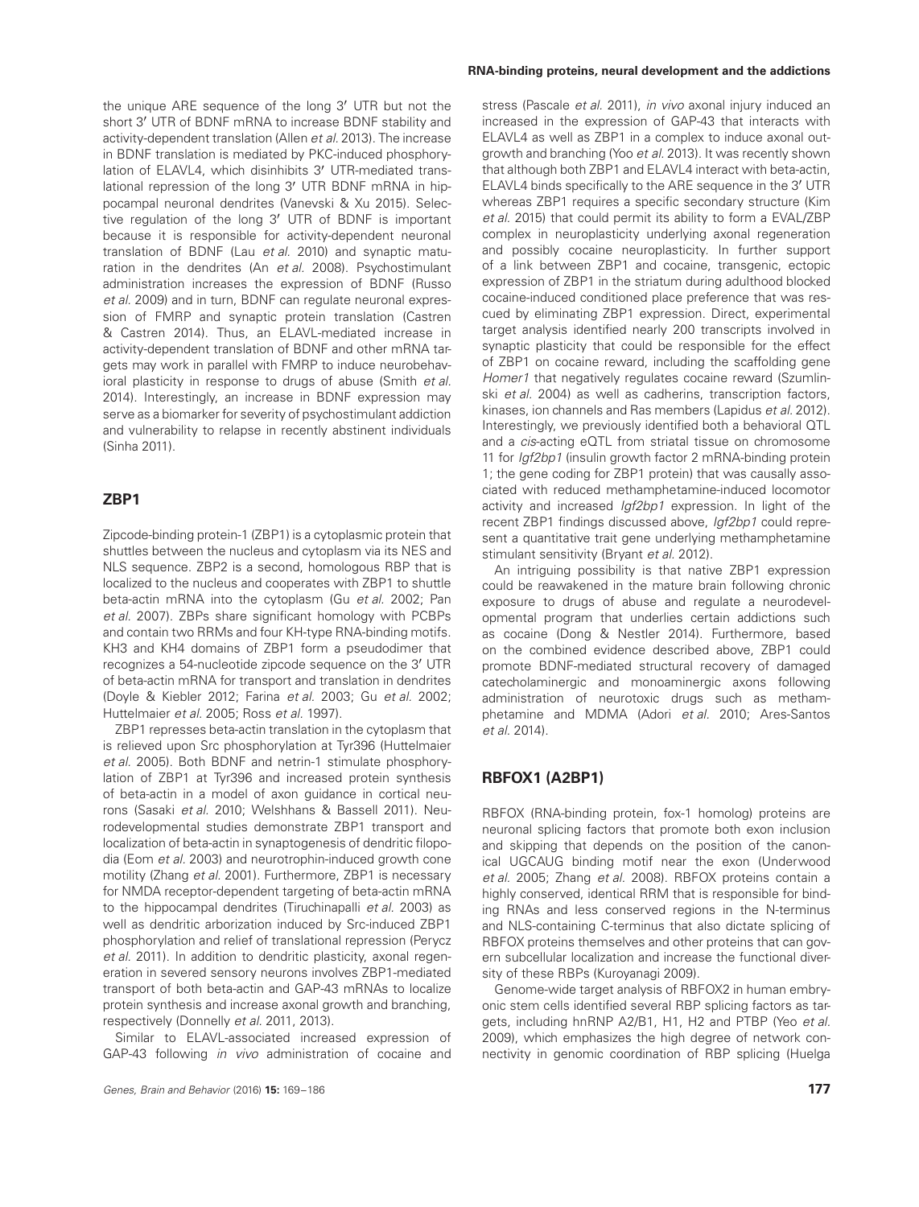the unique ARE sequence of the long 3′ UTR but not the short 3′ UTR of BDNF mRNA to increase BDNF stability and activity-dependent translation (Allen *et al.* 2013). The increase in BDNF translation is mediated by PKC-induced phosphorylation of ELAVL4, which disinhibits 3′ UTR-mediated translational repression of the long 3′ UTR BDNF mRNA in hippocampal neuronal dendrites (Vanevski & Xu 2015). Selective regulation of the long 3′ UTR of BDNF is important because it is responsible for activity-dependent neuronal translation of BDNF (Lau *et al.* 2010) and synaptic maturation in the dendrites (An *et al.* 2008). Psychostimulant administration increases the expression of BDNF (Russo *et al.* 2009) and in turn, BDNF can regulate neuronal expression of FMRP and synaptic protein translation (Castren & Castren 2014). Thus, an ELAVL-mediated increase in activity-dependent translation of BDNF and other mRNA targets may work in parallel with FMRP to induce neurobehavioral plasticity in response to drugs of abuse (Smith *et al.* 2014). Interestingly, an increase in BDNF expression may serve as a biomarker for severity of psychostimulant addiction and vulnerability to relapse in recently abstinent individuals (Sinha 2011).

## ZBP1

Zipcode-binding protein-1 (ZBP1) is a cytoplasmic protein that shuttles between the nucleus and cytoplasm via its NES and NLS sequence. ZBP2 is a second, homologous RBP that is localized to the nucleus and cooperates with ZBP1 to shuttle beta-actin mRNA into the cytoplasm (Gu *et al.* 2002; Pan *et al.* 2007). ZBPs share significant homology with PCBPs and contain two RRMs and four KH-type RNA-binding motifs. KH3 and KH4 domains of ZBP1 form a pseudodimer that recognizes a 54-nucleotide zipcode sequence on the 3′ UTR of beta-actin mRNA for transport and translation in dendrites (Doyle & Kiebler 2012; Farina *et al.* 2003; Gu *et al.* 2002; Huttelmaier *et al.* 2005; Ross *et al.* 1997).

ZBP1 represses beta-actin translation in the cytoplasm that is relieved upon Src phosphorylation at Tyr396 (Huttelmaier *et al.* 2005). Both BDNF and netrin-1 stimulate phosphorylation of ZBP1 at Tyr396 and increased protein synthesis of beta-actin in a model of axon guidance in cortical neurons (Sasaki *et al.* 2010; Welshhans & Bassell 2011). Neurodevelopmental studies demonstrate ZBP1 transport and localization of beta-actin in synaptogenesis of dendritic filopodia (Eom *et al.* 2003) and neurotrophin-induced growth cone motility (Zhang *et al.* 2001). Furthermore, ZBP1 is necessary for NMDA receptor-dependent targeting of beta-actin mRNA to the hippocampal dendrites (Tiruchinapalli *et al.* 2003) as well as dendritic arborization induced by Src-induced ZBP1 phosphorylation and relief of translational repression (Perycz *et al.* 2011). In addition to dendritic plasticity, axonal regeneration in severed sensory neurons involves ZBP1-mediated transport of both beta-actin and GAP-43 mRNAs to localize protein synthesis and increase axonal growth and branching, respectively (Donnelly *et al.* 2011, 2013).

Similar to ELAVL-associated increased expression of GAP-43 following *in vivo* administration of cocaine and stress (Pascale *et al.* 2011), *in vivo* axonal injury induced an increased in the expression of GAP-43 that interacts with ELAVL4 as well as ZBP1 in a complex to induce axonal outgrowth and branching (Yoo *et al.* 2013). It was recently shown that although both ZBP1 and ELAVL4 interact with beta-actin, ELAVL4 binds specifically to the ARE sequence in the 3′ UTR whereas ZBP1 requires a specific secondary structure (Kim *et al.* 2015) that could permit its ability to form a EVAL/ZBP complex in neuroplasticity underlying axonal regeneration and possibly cocaine neuroplasticity. In further support of a link between ZBP1 and cocaine, transgenic, ectopic expression of ZBP1 in the striatum during adulthood blocked cocaine-induced conditioned place preference that was rescued by eliminating ZBP1 expression. Direct, experimental target analysis identified nearly 200 transcripts involved in synaptic plasticity that could be responsible for the effect of ZBP1 on cocaine reward, including the scaffolding gene *Homer1* that negatively regulates cocaine reward (Szumlinski *et al.* 2004) as well as cadherins, transcription factors, kinases, ion channels and Ras members (Lapidus *et al.* 2012). Interestingly, we previously identified both a behavioral QTL and a *cis*-acting eQTL from striatal tissue on chromosome 11 for *Igf2bp1* (insulin growth factor 2 mRNA-binding protein 1; the gene coding for ZBP1 protein) that was causally associated with reduced methamphetamine-induced locomotor activity and increased *Igf2bp1* expression. In light of the recent ZBP1 findings discussed above, *Igf2bp1* could represent a quantitative trait gene underlying methamphetamine stimulant sensitivity (Bryant *et al.* 2012).

An intriguing possibility is that native ZBP1 expression could be reawakened in the mature brain following chronic exposure to drugs of abuse and regulate a neurodevelopmental program that underlies certain addictions such as cocaine (Dong & Nestler 2014). Furthermore, based on the combined evidence described above, ZBP1 could promote BDNF-mediated structural recovery of damaged catecholaminergic and monoaminergic axons following administration of neurotoxic drugs such as methamphetamine and MDMA (Adori *et al.* 2010; Ares-Santos *et al.* 2014).

## RBFOX1 (A2BP1)

RBFOX (RNA-binding protein, fox-1 homolog) proteins are neuronal splicing factors that promote both exon inclusion and skipping that depends on the position of the canonical UGCAUG binding motif near the exon (Underwood *et al.* 2005; Zhang *et al.* 2008). RBFOX proteins contain a highly conserved, identical RRM that is responsible for binding RNAs and less conserved regions in the N-terminus and NLS-containing C-terminus that also dictate splicing of RBFOX proteins themselves and other proteins that can govern subcellular localization and increase the functional diversity of these RBPs (Kuroyanagi 2009).

Genome-wide target analysis of RBFOX2 in human embryonic stem cells identified several RBP splicing factors as targets, including hnRNP A2/B1, H1, H2 and PTBP (Yeo *et al.* 2009), which emphasizes the high degree of network connectivity in genomic coordination of RBP splicing (Huelga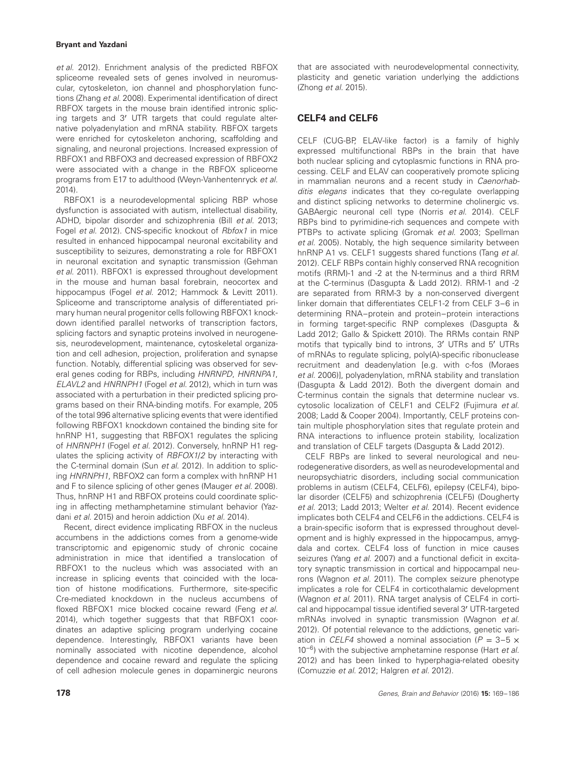*et al.* 2012). Enrichment analysis of the predicted RBFOX spliceome revealed sets of genes involved in neuromuscular, cytoskeleton, ion channel and phosphorylation functions (Zhang *et al.* 2008). Experimental identification of direct RBFOX targets in the mouse brain identified intronic splicing targets and 3′ UTR targets that could regulate alternative polyadenylation and mRNA stability. RBFOX targets were enriched for cytoskeleton anchoring, scaffolding and signaling, and neuronal projections. Increased expression of RBFOX1 and RBFOX3 and decreased expression of RBFOX2 were associated with a change in the RBFOX spliceome programs from E17 to adulthood (Weyn-Vanhentenryck *et al.* 2014).

RBFOX1 is a neurodevelopmental splicing RBP whose dysfunction is associated with autism, intellectual disability, ADHD, bipolar disorder and schizophrenia (Bill *et al.* 2013; Fogel *et al.* 2012). CNS-specific knockout of *Rbfox1* in mice resulted in enhanced hippocampal neuronal excitability and susceptibility to seizures, demonstrating a role for RBFOX1 in neuronal excitation and synaptic transmission (Gehman *et al.* 2011). RBFOX1 is expressed throughout development in the mouse and human basal forebrain, neocortex and hippocampus (Fogel *et al.* 2012; Hammock & Levitt 2011). Spliceome and transcriptome analysis of differentiated primary human neural progenitor cells following RBFOX1 knockdown identified parallel networks of transcription factors, splicing factors and synaptic proteins involved in neurogenesis, neurodevelopment, maintenance, cytoskeletal organization and cell adhesion, projection, proliferation and synapse function. Notably, differential splicing was observed for several genes coding for RBPs, including *HNRNPD*, *HNRNPA1*, *ELAVL2* and *HNRNPH1* (Fogel *et al.* 2012), which in turn was associated with a perturbation in their predicted splicing programs based on their RNA-binding motifs. For example, 205 of the total 996 alternative splicing events that were identified following RBFOX1 knockdown contained the binding site for hnRNP H1, suggesting that RBFOX1 regulates the splicing of *HNRNPH1* (Fogel *et al.* 2012). Conversely, hnRNP H1 regulates the splicing activity of *RBFOX1/2* by interacting with the C-terminal domain (Sun *et al.* 2012). In addition to splicing *HNRNPH1*, RBFOX2 can form a complex with hnRNP H1 and F to silence splicing of other genes (Mauger *et al.* 2008). Thus, hnRNP H1 and RBFOX proteins could coordinate splicing in affecting methamphetamine stimulant behavior (Yazdani *et al.* 2015) and heroin addiction (Xu *et al.* 2014).

Recent, direct evidence implicating RBFOX in the nucleus accumbens in the addictions comes from a genome-wide transcriptomic and epigenomic study of chronic cocaine administration in mice that identified a translocation of RBFOX1 to the nucleus which was associated with an increase in splicing events that coincided with the location of histone modifications. Furthermore, site-specific Cre-mediated knockdown in the nucleus accumbens of floxed RBFOX1 mice blocked cocaine reward (Feng *et al.* 2014), which together suggests that that RBFOX1 coordinates an adaptive splicing program underlying cocaine dependence. Interestingly, RBFOX1 variants have been nominally associated with nicotine dependence, alcohol dependence and cocaine reward and regulate the splicing of cell adhesion molecule genes in dopaminergic neurons that are associated with neurodevelopmental connectivity, plasticity and genetic variation underlying the addictions (Zhong *et al.* 2015).

## CELF4 and CELF6

CELF (CUG-BP, ELAV-like factor) is a family of highly expressed multifunctional RBPs in the brain that have both nuclear splicing and cytoplasmic functions in RNA processing. CELF and ELAV can cooperatively promote splicing in mammalian neurons and a recent study in *Caenorhabditis elegans* indicates that they co-regulate overlapping and distinct splicing networks to determine cholinergic vs. GABAergic neuronal cell type (Norris *et al.* 2014). CELF RBPs bind to pyrimidine-rich sequences and compete with PTBPs to activate splicing (Gromak *et al.* 2003; Spellman *et al.* 2005). Notably, the high sequence similarity between hnRNP A1 vs. CELF1 suggests shared functions (Tang *et al.* 2012). CELF RBPs contain highly conserved RNA recognition motifs (RRM)-1 and -2 at the N-terminus and a third RRM at the C-terminus (Dasgupta & Ladd 2012). RRM-1 and -2 are separated from RRM-3 by a non-conserved divergent linker domain that differentiates CELF1-2 from CELF 3–6 in determining RNA–protein and protein–protein interactions in forming target-specific RNP complexes (Dasgupta & Ladd 2012; Gallo & Spickett 2010). The RRMs contain RNP motifs that typically bind to introns, 3′ UTRs and 5′ UTRs of mRNAs to regulate splicing, poly(A)-specific ribonuclease recruitment and deadenylation [e.g. with c-fos (Moraes *et al.* 2006)], polyadenylation, mRNA stability and translation (Dasgupta & Ladd 2012). Both the divergent domain and C-terminus contain the signals that determine nuclear vs. cytosolic localization of CELF1 and CELF2 (Fujimura *et al.* 2008; Ladd & Cooper 2004). Importantly, CELF proteins contain multiple phosphorylation sites that regulate protein and RNA interactions to influence protein stability, localization and translation of CELF targets (Dasgupta & Ladd 2012).

CELF RBPs are linked to several neurological and neurodegenerative disorders, as well as neurodevelopmental and neuropsychiatric disorders, including social communication problems in autism (CELF4, CELF6), epilepsy (CELF4), bipolar disorder (CELF5) and schizophrenia (CELF5) (Dougherty *et al.* 2013; Ladd 2013; Welter *et al.* 2014). Recent evidence implicates both CELF4 and CELF6 in the addictions. CELF4 is a brain-specific isoform that is expressed throughout development and is highly expressed in the hippocampus, amygdala and cortex. CELF4 loss of function in mice causes seizures (Yang *et al.* 2007) and a functional deficit in excitatory synaptic transmission in cortical and hippocampal neurons (Wagnon *et al.* 2011). The complex seizure phenotype implicates a role for CELF4 in corticothalamic development (Wagnon *et al.* 2011). RNA target analysis of CELF4 in cortical and hippocampal tissue identified several 3′ UTR-targeted mRNAs involved in synaptic transmission (Wagnon *et al.* 2012). Of potential relevance to the addictions, genetic variation in *CELF4* showed a nominal association ($P = 3–5 \times 10^{-6}$) with the subjective amphetamine response (Hart *et al.* 2012) and has been linked to hyperphagia-related obesity (Comuzzie *et al.* 2012; Halgren *et al.* 2012).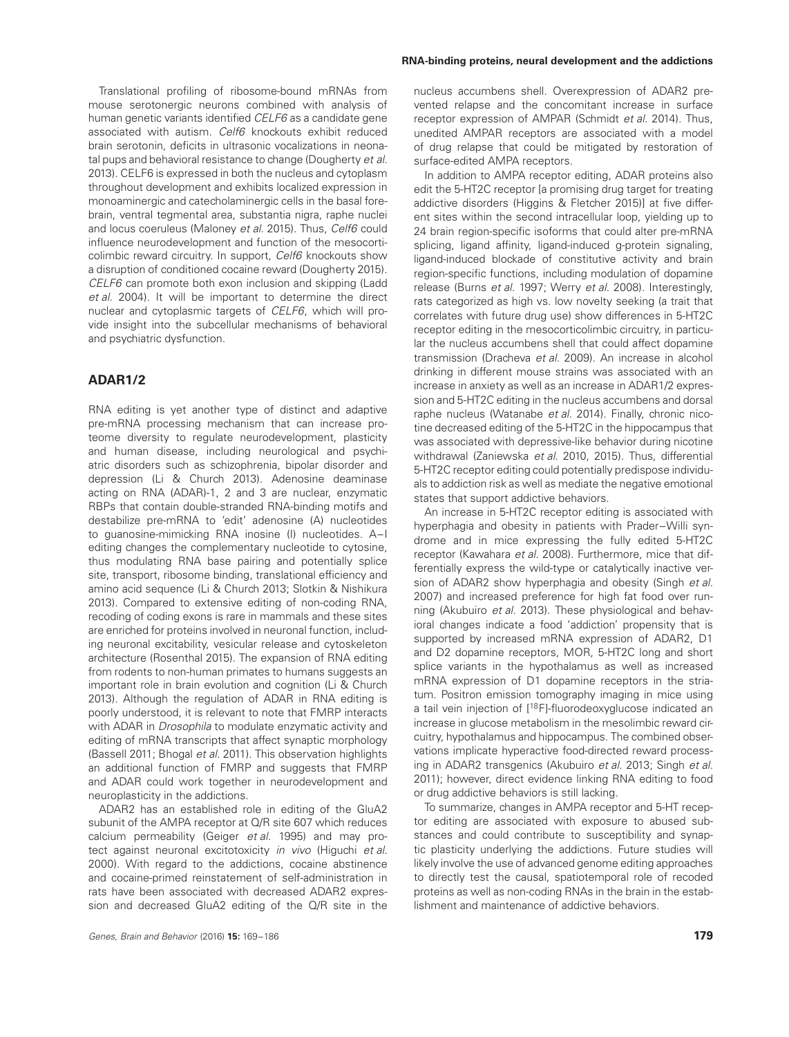Translational profiling of ribosome-bound mRNAs from mouse serotonergic neurons combined with analysis of human genetic variants identified *CELF6* as a candidate gene associated with autism. *Celf6* knockouts exhibit reduced brain serotonin, deficits in ultrasonic vocalizations in neonatal pups and behavioral resistance to change (Dougherty *et al.* 2013). CELF6 is expressed in both the nucleus and cytoplasm throughout development and exhibits localized expression in monoaminergic and catecholaminergic cells in the basal forebrain, ventral tegmental area, substantia nigra, raphe nuclei and locus coeruleus (Maloney *et al.* 2015). Thus, *Celf6* could influence neurodevelopment and function of the mesocorticolimbic reward circuitry. In support, *Celf6* knockouts show a disruption of conditioned cocaine reward (Dougherty 2015). *CELF6* can promote both exon inclusion and skipping (Ladd *et al.* 2004). It will be important to determine the direct nuclear and cytoplasmic targets of *CELF6*, which will provide insight into the subcellular mechanisms of behavioral and psychiatric dysfunction.

## ADAR1/2

RNA editing is yet another type of distinct and adaptive pre-mRNA processing mechanism that can increase proteome diversity to regulate neurodevelopment, plasticity and human disease, including neurological and psychiatric disorders such as schizophrenia, bipolar disorder and depression (Li & Church 2013). Adenosine deaminase acting on RNA (ADAR)-1, 2 and 3 are nuclear, enzymatic RBPs that contain double-stranded RNA-binding motifs and destabilize pre-mRNA to 'edit' adenosine (A) nucleotides to guanosine-mimicking RNA inosine (I) nucleotides. A–I editing changes the complementary nucleotide to cytosine, thus modulating RNA base pairing and potentially splice site, transport, ribosome binding, translational efficiency and amino acid sequence (Li & Church 2013; Slotkin & Nishikura 2013). Compared to extensive editing of non-coding RNA, recoding of coding exons is rare in mammals and these sites are enriched for proteins involved in neuronal function, including neuronal excitability, vesicular release and cytoskeleton architecture (Rosenthal 2015). The expansion of RNA editing from rodents to non-human primates to humans suggests an important role in brain evolution and cognition (Li & Church 2013). Although the regulation of ADAR in RNA editing is poorly understood, it is relevant to note that FMRP interacts with ADAR in *Drosophila* to modulate enzymatic activity and editing of mRNA transcripts that affect synaptic morphology (Bassell 2011; Bhogal *et al.* 2011). This observation highlights an additional function of FMRP and suggests that FMRP and ADAR could work together in neurodevelopment and neuroplasticity in the addictions.

ADAR2 has an established role in editing of the GluA2 subunit of the AMPA receptor at Q/R site 607 which reduces calcium permeability (Geiger *et al.* 1995) and may protect against neuronal excitotoxicity *in vivo* (Higuchi *et al.* 2000). With regard to the addictions, cocaine abstinence and cocaine-primed reinstatement of self-administration in rats have been associated with decreased ADAR2 expression and decreased GluA2 editing of the Q/R site in the nucleus accumbens shell. Overexpression of ADAR2 prevented relapse and the concomitant increase in surface receptor expression of AMPAR (Schmidt *et al.* 2014). Thus, unedited AMPAR receptors are associated with a model of drug relapse that could be mitigated by restoration of surface-edited AMPA receptors.

In addition to AMPA receptor editing, ADAR proteins also edit the 5-HT2C receptor [a promising drug target for treating addictive disorders (Higgins & Fletcher 2015)] at five different sites within the second intracellular loop, yielding up to 24 brain region-specific isoforms that could alter pre-mRNA splicing, ligand affinity, ligand-induced g-protein signaling, ligand-induced blockade of constitutive activity and brain region-specific functions, including modulation of dopamine release (Burns *et al.* 1997; Werry *et al.* 2008). Interestingly, rats categorized as high vs. low novelty seeking (a trait that correlates with future drug use) show differences in 5-HT2C receptor editing in the mesocorticolimbic circuitry, in particular the nucleus accumbens shell that could affect dopamine transmission (Dracheva *et al.* 2009). An increase in alcohol drinking in different mouse strains was associated with an increase in anxiety as well as an increase in ADAR1/2 expression and 5-HT2C editing in the nucleus accumbens and dorsal raphe nucleus (Watanabe *et al.* 2014). Finally, chronic nicotine decreased editing of the 5-HT2C in the hippocampus that was associated with depressive-like behavior during nicotine withdrawal (Zaniewska *et al.* 2010, 2015). Thus, differential 5-HT2C receptor editing could potentially predispose individuals to addiction risk as well as mediate the negative emotional states that support addictive behaviors.

An increase in 5-HT2C receptor editing is associated with hyperphagia and obesity in patients with Prader–Willi syndrome and in mice expressing the fully edited 5-HT2C receptor (Kawahara *et al.* 2008). Furthermore, mice that differentially express the wild-type or catalytically inactive version of ADAR2 show hyperphagia and obesity (Singh *et al.* 2007) and increased preference for high fat food over running (Akubuiro *et al.* 2013). These physiological and behavioral changes indicate a food 'addiction' propensity that is supported by increased mRNA expression of ADAR2, D1 and D2 dopamine receptors, MOR, 5-HT2C long and short splice variants in the hypothalamus as well as increased mRNA expression of D1 dopamine receptors in the striatum. Positron emission tomography imaging in mice using a tail vein injection of [$^{18}$F]-fluorodeoxyglucose indicated an increase in glucose metabolism in the mesolimbic reward circuitry, hypothalamus and hippocampus. The combined observations implicate hyperactive food-directed reward processing in ADAR2 transgenics (Akubuiro *et al.* 2013; Singh *et al.* 2011); however, direct evidence linking RNA editing to food or drug addictive behaviors is still lacking.

To summarize, changes in AMPA receptor and 5-HT receptor editing are associated with exposure to abused substances and could contribute to susceptibility and synaptic plasticity underlying the addictions. Future studies will likely involve the use of advanced genome editing approaches to directly test the causal, spatiotemporal role of recoded proteins as well as non-coding RNAs in the brain in the establishment and maintenance of addictive behaviors.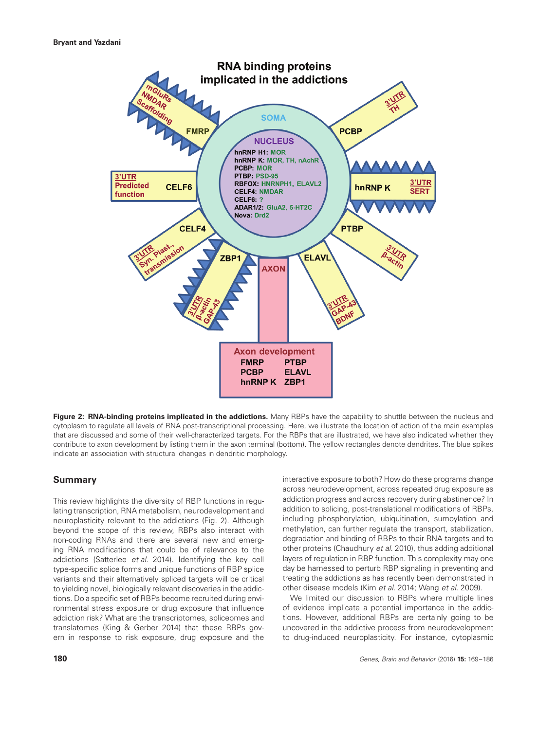**Figure 2: RNA-binding proteins implicated in the addictions.** Many RBPs have the capability to shuttle between the nucleus and cytoplasm to regulate all levels of RNA post-transcriptional processing. Here, we illustrate the location of action of the main examples that are discussed and some of their well-characterized targets. For the RBPs that are illustrated, we have also indicated whether they contribute to axon development by listing them in the axon terminal (bottom). The yellow rectangles denote dendrites. The blue spikes indicate an association with structural changes in dendritic morphology.

## Summary

This review highlights the diversity of RBP functions in regulating transcription, RNA metabolism, neurodevelopment and neuroplasticity relevant to the addictions (Fig. 2). Although beyond the scope of this review, RBPs also interact with non-coding RNAs and there are several new and emerging RNA modifications that could be of relevance to the addictions (Satterlee *et al.* 2014). Identifying the key cell type-specific splice forms and unique functions of RBP splice variants and their alternatively spliced targets will be critical to yielding novel, biologically relevant discoveries in the addictions. Do a specific set of RBPs become recruited during environmental stress exposure or drug exposure that influence addiction risk? What are the transcriptomes, spliceomes and translatomes (King & Gerber 2014) that these RBPs govern in response to risk exposure, drug exposure and the interactive exposure to both? How do these programs change across neurodevelopment, across repeated drug exposure as addiction progress and across recovery during abstinence? In addition to splicing, post-translational modifications of RBPs, including phosphorylation, ubiquitination, sumoylation and methylation, can further regulate the transport, stabilization, degradation and binding of RBPs to their RNA targets and to other proteins (Chaudhury *et al.* 2010), thus adding additional layers of regulation in RBP function. This complexity may one day be harnessed to perturb RBP signaling in preventing and treating the addictions as has recently been demonstrated in other disease models (Kim *et al.* 2014; Wang *et al.* 2009).

We limited our discussion to RBPs where multiple lines of evidence implicate a potential importance in the addictions. However, additional RBPs are certainly going to be uncovered in the addictive process from neurodevelopment to drug-induced neuroplasticity. For instance, cytoplasmic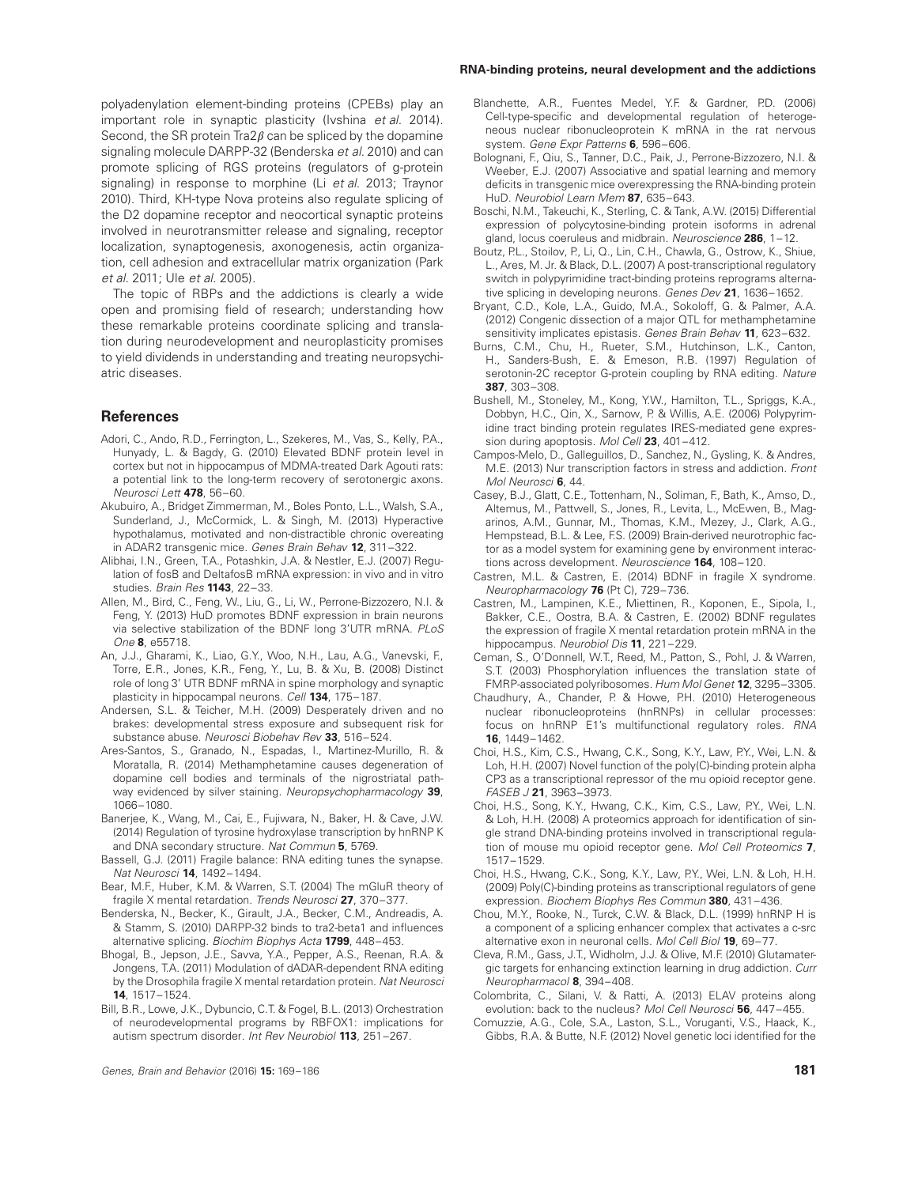polyadenylation element-binding proteins (CPEBs) play an important role in synaptic plasticity (Ivshina *et al.* 2014). Second, the SR protein Tra2$\beta$ can be spliced by the dopamine signaling molecule DARPP-32 (Benderska *et al.* 2010) and can promote splicing of RGS proteins (regulators of g-protein signaling) in response to morphine (Li *et al.* 2013; Traynor 2010). Third, KH-type Nova proteins also regulate splicing of the D2 dopamine receptor and neocortical synaptic proteins involved in neurotransmitter release and signaling, receptor localization, synaptogenesis, axonogenesis, actin organization, cell adhesion and extracellular matrix organization (Park *et al.* 2011; Ule *et al.* 2005).

The topic of RBPs and the addictions is clearly a wide open and promising field of research; understanding how these remarkable proteins coordinate splicing and translation during neurodevelopment and neuroplasticity promises to yield dividends in understanding and treating neuropsychiatric diseases.

## References

Adori, C., Ando, R.D., Ferrington, L., Szekeres, M., Vas, S., Kelly, P.A., Hunyady, L. & Bagdy, G. (2010) Elevated BDNF protein level in cortex but not in hippocampus of MDMA-treated Dark Agouti rats: a potential link to the long-term recovery of serotonergic axons. *Neurosci Lett* **478**, 56–60.

Akubuiro, A., Bridget Zimmerman, M., Boles Ponto, L.L., Walsh, S.A., Sunderland, J., McCormick, L. & Singh, M. (2013) Hyperactive hypothalamus, motivated and non-distractible chronic overeating in ADAR2 transgenic mice. *Genes Brain Behav* **12**, 311–322.

Alibhai, I.N., Green, T.A., Potashkin, J.A. & Nestler, E.J. (2007) Regulation of fosB and DeltafosB mRNA expression: in vivo and in vitro studies. *Brain Res* **1143**, 22–33.

Allen, M., Bird, C., Feng, W., Liu, G., Li, W., Perrone-Bizzozero, N.I. & Feng, Y. (2013) HuD promotes BDNF expression in brain neurons via selective stabilization of the BDNF long 3′UTR mRNA. *PLoS One* **8**, e55718.

An, J.J., Gharami, K., Liao, G.Y., Woo, N.H., Lau, A.G., Vanevski, F., Torre, E.R., Jones, K.R., Feng, Y., Lu, B. & Xu, B. (2008) Distinct role of long 3′ UTR BDNF mRNA in spine morphology and synaptic plasticity in hippocampal neurons. *Cell* **134**, 175–187.

Andersen, S.L. & Teicher, M.H. (2009) Desperately driven and no brakes: developmental stress exposure and subsequent risk for substance abuse. *Neurosci Biobehav Rev* **33**, 516–524.

Ares-Santos, S., Granado, N., Espadas, I., Martinez-Murillo, R. & Moratalla, R. (2014) Methamphetamine causes degeneration of dopamine cell bodies and terminals of the nigrostriatal pathway evidenced by silver staining. *Neuropsychopharmacology* **39**, 1066–1080.

Banerjee, K., Wang, M., Cai, E., Fujiwara, N., Baker, H. & Cave, J.W. (2014) Regulation of tyrosine hydroxylase transcription by hnRNP K and DNA secondary structure. *Nat Commun* **5**, 5769.

Bassell, G.J. (2011) Fragile balance: RNA editing tunes the synapse. *Nat Neurosci* **14**, 1492–1494.

Bear, M.F., Huber, K.M. & Warren, S.T. (2004) The mGluR theory of fragile X mental retardation. *Trends Neurosci* **27**, 370–377.

Benderska, N., Becker, K., Girault, J.A., Becker, C.M., Andreadis, A. & Stamm, S. (2010) DARPP-32 binds to tra2-beta1 and influences alternative splicing. *Biochim Biophys Acta* **1799**, 448–453.

Bhogal, B., Jepson, J.E., Savva, Y.A., Pepper, A.S., Reenan, R.A. & Jongens, T.A. (2011) Modulation of dADAR-dependent RNA editing by the Drosophila fragile X mental retardation protein. *Nat Neurosci* **14**, 1517–1524.

Bill, B.R., Lowe, J.K., Dybuncio, C.T. & Fogel, B.L. (2013) Orchestration of neurodevelopmental programs by RBFOX1: implications for autism spectrum disorder. *Int Rev Neurobiol* **113**, 251–267.

Blanchette, A.R., Fuentes Medel, Y.F. & Gardner, P.D. (2006) Cell-type-specific and developmental regulation of heterogeneous nuclear ribonucleoprotein K mRNA in the rat nervous system. *Gene Expr Patterns* **6**, 596–606.

Bolognani, F., Qiu, S., Tanner, D.C., Paik, J., Perrone-Bizzozero, N.I. & Weeber, E.J. (2007) Associative and spatial learning and memory deficits in transgenic mice overexpressing the RNA-binding protein HuD. *Neurobiol Learn Mem* **87**, 635–643.

Boschi, N.M., Takeuchi, K., Sterling, C. & Tank, A.W. (2015) Differential expression of polycytosine-binding protein isoforms in adrenal gland, locus coeruleus and midbrain. *Neuroscience* **286**, 1–12.

Boutz, P.L., Stoilov, P., Li, Q., Lin, C.H., Chawla, G., Ostrow, K., Shiue, L., Ares, M. Jr. & Black, D.L. (2007) A post-transcriptional regulatory switch in polypyrimidine tract-binding proteins reprograms alternative splicing in developing neurons. *Genes Dev* **21**, 1636–1652.

Bryant, C.D., Kole, L.A., Guido, M.A., Sokoloff, G. & Palmer, A.A. (2012) Congenic dissection of a major QTL for methamphetamine sensitivity implicates epistasis. *Genes Brain Behav* **11**, 623–632.

Burns, C.M., Chu, H., Rueter, S.M., Hutchinson, L.K., Canton, H., Sanders-Bush, E. & Emeson, R.B. (1997) Regulation of serotonin-2C receptor G-protein coupling by RNA editing. *Nature* **387**, 303–308.

Bushell, M., Stoneley, M., Kong, Y.W., Hamilton, T.L., Spriggs, K.A., Dobbyn, H.C., Qin, X., Sarnow, P. & Willis, A.E. (2006) Polypyrimidine tract binding protein regulates IRES-mediated gene expression during apoptosis. *Mol Cell* **23**, 401–412.

Campos-Melo, D., Galleguillos, D., Sanchez, N., Gysling, K. & Andres, M.E. (2013) Nur transcription factors in stress and addiction. *Front Mol Neurosci* **6**, 44.

Casey, B.J., Glatt, C.E., Tottenham, N., Soliman, F., Bath, K., Amso, D., Altemus, M., Pattwell, S., Jones, R., Levita, L., McEwen, B., Magarinos, A.M., Gunnar, M., Thomas, K.M., Mezey, J., Clark, A.G., Hempstead, B.L. & Lee, F.S. (2009) Brain-derived neurotrophic factor as a model system for examining gene by environment interactions across development. *Neuroscience* **164**, 108–120.

Castren, M.L. & Castren, E. (2014) BDNF in fragile X syndrome. *Neuropharmacology* **76** (Pt C), 729–736.

Castren, M., Lampinen, K.E., Miettinen, R., Koponen, E., Sipola, I., Bakker, C.E., Oostra, B.A. & Castren, E. (2002) BDNF regulates the expression of fragile X mental retardation protein mRNA in the hippocampus. *Neurobiol Dis* **11**, 221–229.

Ceman, S., O'Donnell, W.T., Reed, M., Patton, S., Pohl, J. & Warren, S.T. (2003) Phosphorylation influences the translation state of FMRP-associated polyribosomes. *Hum Mol Genet* **12**, 3295–3305.

Chaudhury, A., Chander, P. & Howe, P.H. (2010) Heterogeneous nuclear ribonucleoproteins (hnRNPs) in cellular processes: focus on hnRNP E1's multifunctional regulatory roles. *RNA* **16**, 1449–1462.

Choi, H.S., Kim, C.S., Hwang, C.K., Song, K.Y., Law, P.Y., Wei, L.N. & Loh, H.H. (2007) Novel function of the poly(C)-binding protein alpha CP3 as a transcriptional repressor of the mu opioid receptor gene. *FASEB J* **21**, 3963–3973.

Choi, H.S., Song, K.Y., Hwang, C.K., Kim, C.S., Law, P.Y., Wei, L.N. & Loh, H.H. (2008) A proteomics approach for identification of single strand DNA-binding proteins involved in transcriptional regulation of mouse mu opioid receptor gene. *Mol Cell Proteomics* **7**, 1517–1529.

Choi, H.S., Hwang, C.K., Song, K.Y., Law, P.Y., Wei, L.N. & Loh, H.H. (2009) Poly(C)-binding proteins as transcriptional regulators of gene expression. *Biochem Biophys Res Commun* **380**, 431–436.

Chou, M.Y., Rooke, N., Turck, C.W. & Black, D.L. (1999) hnRNP H is a component of a splicing enhancer complex that activates a c-src alternative exon in neuronal cells. *Mol Cell Biol* **19**, 69–77.

Cleva, R.M., Gass, J.T., Widholm, J.J. & Olive, M.F. (2010) Glutamatergic targets for enhancing extinction learning in drug addiction. *Curr Neuropharmacol* **8**, 394–408.

Colombrita, C., Silani, V. & Ratti, A. (2013) ELAV proteins along evolution: back to the nucleus? *Mol Cell Neurosci* **56**, 447–455.

Comuzzie, A.G., Cole, S.A., Laston, S.L., Voruganti, V.S., Haack, K., Gibbs, R.A. & Butte, N.F. (2012) Novel genetic loci identified for the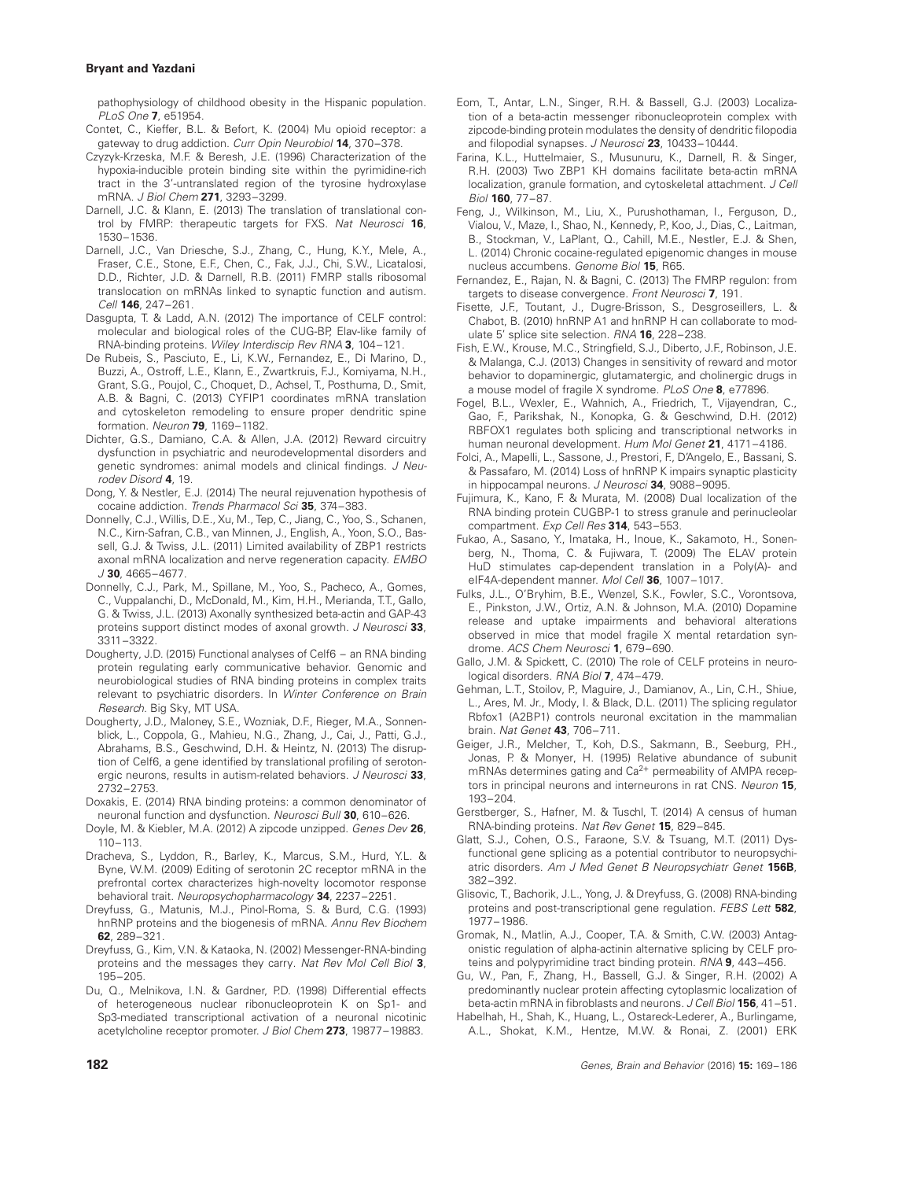pathophysiology of childhood obesity in the Hispanic population. *PLoS One* **7**, e51954.

Contet, C., Kieffer, B.L. & Befort, K. (2004) Mu opioid receptor: a gateway to drug addiction. *Curr Opin Neurobiol* **14**, 370–378.

Czyzyk-Krzeska, M.F. & Beresh, J.E. (1996) Characterization of the hypoxia-inducible protein binding site within the pyrimidine-rich tract in the 3′-untranslated region of the tyrosine hydroxylase mRNA. *J Biol Chem* **271**, 3293–3299.

Darnell, J.C. & Klann, E. (2013) The translation of translational control by FMRP: therapeutic targets for FXS. *Nat Neurosci* **16**, 1530–1536.

Darnell, J.C., Van Driesche, S.J., Zhang, C., Hung, K.Y., Mele, A., Fraser, C.E., Stone, E.F., Chen, C., Fak, J.J., Chi, S.W., Licatalosi, D.D., Richter, J.D. & Darnell, R.B. (2011) FMRP stalls ribosomal translocation on mRNAs linked to synaptic function and autism. *Cell* **146**, 247–261.

Dasgupta, T. & Ladd, A.N. (2012) The importance of CELF control: molecular and biological roles of the CUG-BP, Elav-like family of RNA-binding proteins. *Wiley Interdiscip Rev RNA* **3**, 104–121.

De Rubeis, S., Pasciuto, E., Li, K.W., Fernandez, E., Di Marino, D., Buzzi, A., Ostroff, L.E., Klann, E., Zwartkruis, F.J., Komiyama, N.H., Grant, S.G., Poujol, C., Choquet, D., Achsel, T., Posthuma, D., Smit, A.B. & Bagni, C. (2013) CYFIP1 coordinates mRNA translation and cytoskeleton remodeling to ensure proper dendritic spine formation. *Neuron* **79**, 1169–1182.

Dichter, G.S., Damiano, C.A. & Allen, J.A. (2012) Reward circuitry dysfunction in psychiatric and neurodevelopmental disorders and genetic syndromes: animal models and clinical findings. *J Neurodev Disord* **4**, 19.

Dong, Y. & Nestler, E.J. (2014) The neural rejuvenation hypothesis of cocaine addiction. *Trends Pharmacol Sci* **35**, 374–383.

Donnelly, C.J., Willis, D.E., Xu, M., Tep, C., Jiang, C., Yoo, S., Schanen, N.C., Kirn-Safran, C.B., van Minnen, J., English, A., Yoon, S.O., Bassell, G.J. & Twiss, J.L. (2011) Limited availability of ZBP1 restricts axonal mRNA localization and nerve regeneration capacity. *EMBO J* **30**, 4665–4677.

Donnelly, C.J., Park, M., Spillane, M., Yoo, S., Pacheco, A., Gomes, C., Vuppalanchi, D., McDonald, M., Kim, H.H., Merianda, T.T., Gallo, G. & Twiss, J.L. (2013) Axonally synthesized beta-actin and GAP-43 proteins support distinct modes of axonal growth. *J Neurosci* **33**, 3311–3322.

Dougherty, J.D. (2015) Functional analyses of Celf6 – an RNA binding protein regulating early communicative behavior. Genomic and neurobiological studies of RNA binding proteins in complex traits relevant to psychiatric disorders. In *Winter Conference on Brain Research*. Big Sky, MT USA.

Dougherty, J.D., Maloney, S.E., Wozniak, D.F., Rieger, M.A., Sonnenblick, L., Coppola, G., Mahieu, N.G., Zhang, J., Cai, J., Patti, G.J., Abrahams, B.S., Geschwind, D.H. & Heintz, N. (2013) The disruption of Celf6, a gene identified by translational profiling of serotonergic neurons, results in autism-related behaviors. *J Neurosci* **33**, 2732–2753.

Doxakis, E. (2014) RNA binding proteins: a common denominator of neuronal function and dysfunction. *Neurosci Bull* **30**, 610–626.

Doyle, M. & Kiebler, M.A. (2012) A zipcode unzipped. *Genes Dev* **26**, 110–113.

Dracheva, S., Lyddon, R., Barley, K., Marcus, S.M., Hurd, Y.L. & Byne, W.M. (2009) Editing of serotonin 2C receptor mRNA in the prefrontal cortex characterizes high-novelty locomotor response behavioral trait. *Neuropsychopharmacology* **34**, 2237–2251.

Dreyfuss, G., Matunis, M.J., Pinol-Roma, S. & Burd, C.G. (1993) hnRNP proteins and the biogenesis of mRNA. *Annu Rev Biochem* **62**, 289–321.

Dreyfuss, G., Kim, V.N. & Kataoka, N. (2002) Messenger-RNA-binding proteins and the messages they carry. *Nat Rev Mol Cell Biol* **3**, 195–205.

Du, Q., Melnikova, I.N. & Gardner, P.D. (1998) Differential effects of heterogeneous nuclear ribonucleoprotein K on Sp1- and Sp3-mediated transcriptional activation of a neuronal nicotinic acetylcholine receptor promoter. *J Biol Chem* **273**, 19877–19883.

Eom, T., Antar, L.N., Singer, R.H. & Bassell, G.J. (2003) Localization of a beta-actin messenger ribonucleoprotein complex with zipcode-binding protein modulates the density of dendritic filopodia and filopodial synapses. *J Neurosci* **23**, 10433–10444.

Farina, K.L., Huttelmaier, S., Musunuru, K., Darnell, R. & Singer, R.H. (2003) Two ZBP1 KH domains facilitate beta-actin mRNA localization, granule formation, and cytoskeletal attachment. *J Cell Biol* **160**, 77–87.

Feng, J., Wilkinson, M., Liu, X., Purushothaman, I., Ferguson, D., Vialou, V., Maze, I., Shao, N., Kennedy, P., Koo, J., Dias, C., Laitman, B., Stockman, V., LaPlant, Q., Cahill, M.E., Nestler, E.J. & Shen, L. (2014) Chronic cocaine-regulated epigenomic changes in mouse nucleus accumbens. *Genome Biol* **15**, R65.

Fernandez, E., Rajan, N. & Bagni, C. (2013) The FMRP regulon: from targets to disease convergence. *Front Neurosci* **7**, 191.

Fisette, J.F., Toutant, J., Dugre-Brisson, S., Desgroseillers, L. & Chabot, B. (2010) hnRNP A1 and hnRNP H can collaborate to modulate 5′ splice site selection. *RNA* **16**, 228–238.

Fish, E.W., Krouse, M.C., Stringfield, S.J., Diberto, J.F., Robinson, J.E. & Malanga, C.J. (2013) Changes in sensitivity of reward and motor behavior to dopaminergic, glutamatergic, and cholinergic drugs in a mouse model of fragile X syndrome. *PLoS One* **8**, e77896.

Fogel, B.L., Wexler, E., Wahnich, A., Friedrich, T., Vijayendran, C., Gao, F., Parikshak, N., Konopka, G. & Geschwind, D.H. (2012) RBFOX1 regulates both splicing and transcriptional networks in human neuronal development. *Hum Mol Genet* **21**, 4171–4186.

Folci, A., Mapelli, L., Sassone, J., Prestori, F., D'Angelo, E., Bassani, S. & Passafaro, M. (2014) Loss of hnRNP K impairs synaptic plasticity in hippocampal neurons. *J Neurosci* **34**, 9088–9095.

Fujimura, K., Kano, F. & Murata, M. (2008) Dual localization of the RNA binding protein CUGBP-1 to stress granule and perinucleolar compartment. *Exp Cell Res* **314**, 543–553.

Fukao, A., Sasano, Y., Imataka, H., Inoue, K., Sakamoto, H., Sonenberg, N., Thoma, C. & Fujiwara, T. (2009) The ELAV protein HuD stimulates cap-dependent translation in a Poly(A)- and eIF4A-dependent manner. *Mol Cell* **36**, 1007–1017.

Fulks, J.L., O'Bryhim, B.E., Wenzel, S.K., Fowler, S.C., Vorontsova, E., Pinkston, J.W., Ortiz, A.N. & Johnson, M.A. (2010) Dopamine release and uptake impairments and behavioral alterations observed in mice that model fragile X mental retardation syndrome. *ACS Chem Neurosci* **1**, 679–690.

Gallo, J.M. & Spickett, C. (2010) The role of CELF proteins in neurological disorders. *RNA Biol* **7**, 474–479.

Gehman, L.T., Stoilov, P., Maguire, J., Damianov, A., Lin, C.H., Shiue, L., Ares, M. Jr., Mody, I. & Black, D.L. (2011) The splicing regulator Rbfox1 (A2BP1) controls neuronal excitation in the mammalian brain. *Nat Genet* **43**, 706–711.

Geiger, J.R., Melcher, T., Koh, D.S., Sakmann, B., Seeburg, P.H., Jonas, P. & Monyer, H. (1995) Relative abundance of subunit mRNAs determines gating and $Ca^{2+}$ permeability of AMPA receptors in principal neurons and interneurons in rat CNS. *Neuron* **15**, 193–204.

Gerstberger, S., Hafner, M. & Tuschl, T. (2014) A census of human RNA-binding proteins. *Nat Rev Genet* **15**, 829–845.

Glatt, S.J., Cohen, O.S., Faraone, S.V. & Tsuang, M.T. (2011) Dysfunctional gene splicing as a potential contributor to neuropsychiatric disorders. *Am J Med Genet B Neuropsychiatr Genet* **156B**, 382–392.

Glisovic, T., Bachorik, J.L., Yong, J. & Dreyfuss, G. (2008) RNA-binding proteins and post-transcriptional gene regulation. *FEBS Lett* **582**, 1977–1986.

Gromak, N., Matlin, A.J., Cooper, T.A. & Smith, C.W. (2003) Antagonistic regulation of alpha-actinin alternative splicing by CELF proteins and polypyrimidine tract binding protein. *RNA* **9**, 443–456.

Gu, W., Pan, F., Zhang, H., Bassell, G.J. & Singer, R.H. (2002) A predominantly nuclear protein affecting cytoplasmic localization of beta-actin mRNA in fibroblasts and neurons. *J Cell Biol* **156**, 41–51.

Habelhah, H., Shah, K., Huang, L., Ostareck-Lederer, A., Burlingame, A.L., Shokat, K.M., Hentze, M.W. & Ronai, Z. (2001) ERK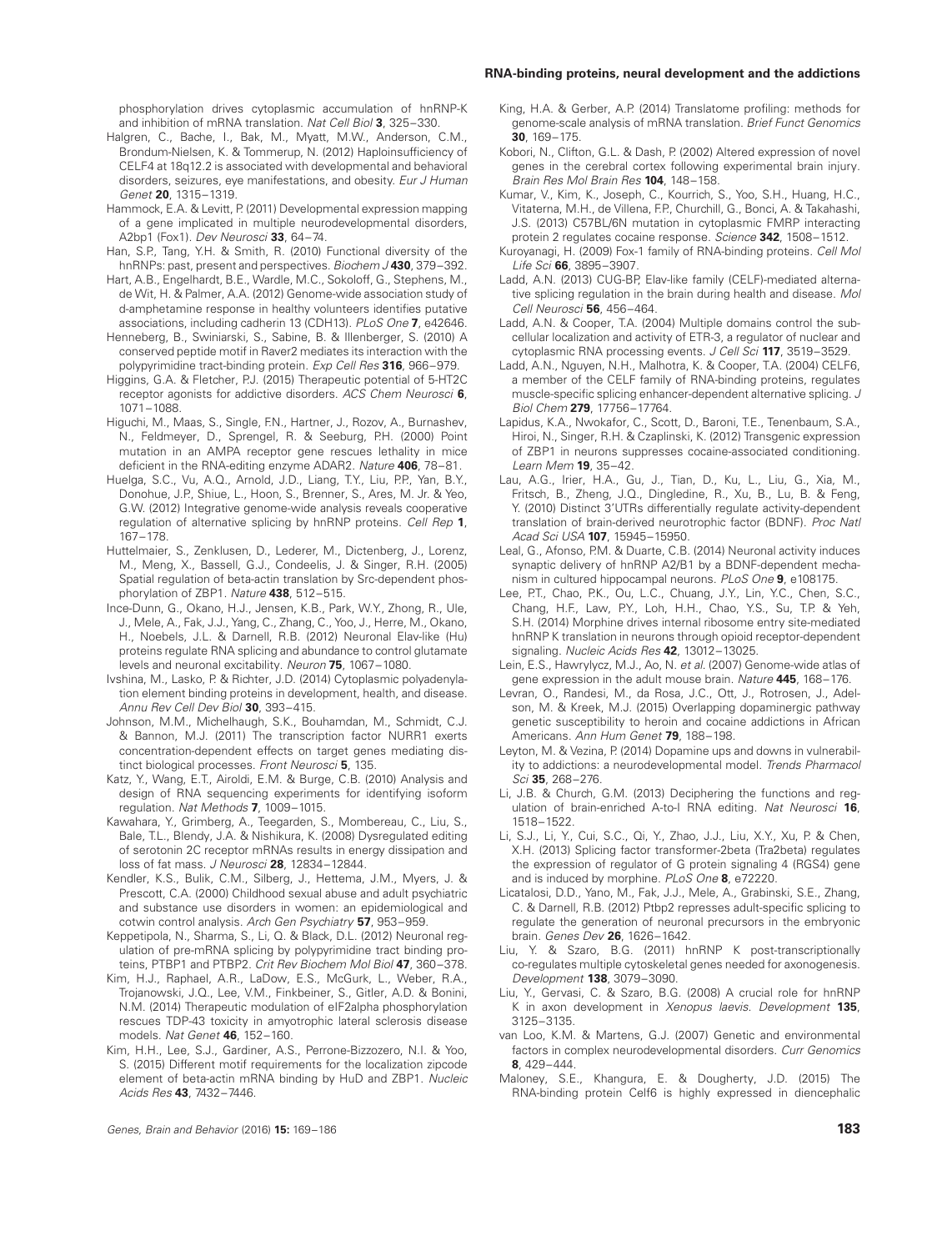phosphorylation drives cytoplasmic accumulation of hnRNP-K and inhibition of mRNA translation. *Nat Cell Biol* **3**, 325–330.

Halgren, C., Bache, I., Bak, M., Myatt, M.W., Anderson, C.M., Brondum-Nielsen, K. & Tommerup, N. (2012) Haploinsufficiency of CELF4 at 18q12.2 is associated with developmental and behavioral disorders, seizures, eye manifestations, and obesity. *Eur J Human Genet* **20**, 1315–1319.

Hammock, E.A. & Levitt, P. (2011) Developmental expression mapping of a gene implicated in multiple neurodevelopmental disorders, A2bp1 (Fox1). *Dev Neurosci* **33**, 64–74.

Han, S.P., Tang, Y.H. & Smith, R. (2010) Functional diversity of the hnRNPs: past, present and perspectives. *Biochem J* **430**, 379–392.

Hart, A.B., Engelhardt, B.E., Wardle, M.C., Sokoloff, G., Stephens, M., de Wit, H. & Palmer, A.A. (2012) Genome-wide association study of d-amphetamine response in healthy volunteers identifies putative associations, including cadherin 13 (CDH13). *PLoS One* **7**, e42646.

Henneberg, B., Swiniarski, S., Sabine, B. & Illenberger, S. (2010) A conserved peptide motif in Raver2 mediates its interaction with the polypyrimidine tract-binding protein. *Exp Cell Res* **316**, 966–979.

Higgins, G.A. & Fletcher, P.J. (2015) Therapeutic potential of 5-HT2C receptor agonists for addictive disorders. *ACS Chem Neurosci* **6**, 1071–1088.

Higuchi, M., Maas, S., Single, F.N., Hartner, J., Rozov, A., Burnashev, N., Feldmeyer, D., Sprengel, R. & Seeburg, P.H. (2000) Point mutation in an AMPA receptor gene rescues lethality in mice deficient in the RNA-editing enzyme ADAR2. *Nature* **406**, 78–81.

Huelga, S.C., Vu, A.Q., Arnold, J.D., Liang, T.Y., Liu, P.P., Yan, B.Y., Donohue, J.P., Shiue, L., Hoon, S., Brenner, S., Ares, M. Jr. & Yeo, G.W. (2012) Integrative genome-wide analysis reveals cooperative regulation of alternative splicing by hnRNP proteins. *Cell Rep* **1**, 167–178.

Huttelmaier, S., Zenklusen, D., Lederer, M., Dictenberg, J., Lorenz, M., Meng, X., Bassell, G.J., Condeelis, J. & Singer, R.H. (2005) Spatial regulation of beta-actin translation by Src-dependent phosphorylation of ZBP1. *Nature* **438**, 512–515.

Ince-Dunn, G., Okano, H.J., Jensen, K.B., Park, W.Y., Zhong, R., Ule, J., Mele, A., Fak, J.J., Yang, C., Zhang, C., Yoo, J., Herre, M., Okano, H., Noebels, J.L. & Darnell, R.B. (2012) Neuronal Elav-like (Hu) proteins regulate RNA splicing and abundance to control glutamate levels and neuronal excitability. *Neuron* **75**, 1067–1080.

Ivshina, M., Lasko, P. & Richter, J.D. (2014) Cytoplasmic polyadenylation element binding proteins in development, health, and disease. *Annu Rev Cell Dev Biol* **30**, 393–415.

Johnson, M.M., Michelhaugh, S.K., Bouhamdan, M., Schmidt, C.J. & Bannon, M.J. (2011) The transcription factor NURR1 exerts concentration-dependent effects on target genes mediating distinct biological processes. *Front Neurosci* **5**, 135.

Katz, Y., Wang, E.T., Airoldi, E.M. & Burge, C.B. (2010) Analysis and design of RNA sequencing experiments for identifying isoform regulation. *Nat Methods* **7**, 1009–1015.

Kawahara, Y., Grimberg, A., Teegarden, S., Mombereau, C., Liu, S., Bale, T.L., Blendy, J.A. & Nishikura, K. (2008) Dysregulated editing of serotonin 2C receptor mRNAs results in energy dissipation and loss of fat mass. *J Neurosci* **28**, 12834–12844.

Kendler, K.S., Bulik, C.M., Silberg, J., Hettema, J.M., Myers, J. & Prescott, C.A. (2000) Childhood sexual abuse and adult psychiatric and substance use disorders in women: an epidemiological and cotwin control analysis. *Arch Gen Psychiatry* **57**, 953–959.

Keppetipola, N., Sharma, S., Li, Q. & Black, D.L. (2012) Neuronal regulation of pre-mRNA splicing by polypyrimidine tract binding proteins, PTBP1 and PTBP2. *Crit Rev Biochem Mol Biol* **47**, 360–378.

Kim, H.J., Raphael, A.R., LaDow, E.S., McGurk, L., Weber, R.A., Trojanowski, J.Q., Lee, V.M., Finkbeiner, S., Gitler, A.D. & Bonini, N.M. (2014) Therapeutic modulation of eIF2alpha phosphorylation rescues TDP-43 toxicity in amyotrophic lateral sclerosis disease models. *Nat Genet* **46**, 152–160.

Kim, H.H., Lee, S.J., Gardiner, A.S., Perrone-Bizzozero, N.I. & Yoo, S. (2015) Different motif requirements for the localization zipcode element of beta-actin mRNA binding by HuD and ZBP1. *Nucleic Acids Res* **43**, 7432–7446.

King, H.A. & Gerber, A.P. (2014) Translatome profiling: methods for genome-scale analysis of mRNA translation. *Brief Funct Genomics* **30**, 169–175.

Kobori, N., Clifton, G.L. & Dash, P. (2002) Altered expression of novel genes in the cerebral cortex following experimental brain injury. *Brain Res Mol Brain Res* **104**, 148–158.

Kumar, V., Kim, K., Joseph, C., Kourrich, S., Yoo, S.H., Huang, H.C., Vitaterna, M.H., de Villena, F.P., Churchill, G., Bonci, A. & Takahashi, J.S. (2013) C57BL/6N mutation in cytoplasmic FMRP interacting protein 2 regulates cocaine response. *Science* **342**, 1508–1512.

Kuroyanagi, H. (2009) Fox-1 family of RNA-binding proteins. *Cell Mol Life Sci* **66**, 3895–3907.

Ladd, A.N. (2013) CUG-BP, Elav-like family (CELF)-mediated alternative splicing regulation in the brain during health and disease. *Mol Cell Neurosci* **56**, 456–464.

Ladd, A.N. & Cooper, T.A. (2004) Multiple domains control the subcellular localization and activity of ETR-3, a regulator of nuclear and cytoplasmic RNA processing events. *J Cell Sci* **117**, 3519–3529.

Ladd, A.N., Nguyen, N.H., Malhotra, K. & Cooper, T.A. (2004) CELF6, a member of the CELF family of RNA-binding proteins, regulates muscle-specific splicing enhancer-dependent alternative splicing. *J Biol Chem* **279**, 17756–17764.

Lapidus, K.A., Nwokafor, C., Scott, D., Baroni, T.E., Tenenbaum, S.A., Hiroi, N., Singer, R.H. & Czaplinski, K. (2012) Transgenic expression of ZBP1 in neurons suppresses cocaine-associated conditioning. *Learn Mem* **19**, 35–42.

Lau, A.G., Irier, H.A., Gu, J., Tian, D., Ku, L., Liu, G., Xia, M., Fritsch, B., Zheng, J.Q., Dingledine, R., Xu, B., Lu, B. & Feng, Y. (2010) Distinct 3′UTRs differentially regulate activity-dependent translation of brain-derived neurotrophic factor (BDNF). *Proc Natl Acad Sci USA* **107**, 15945–15950.

Leal, G., Afonso, P.M. & Duarte, C.B. (2014) Neuronal activity induces synaptic delivery of hnRNP A2/B1 by a BDNF-dependent mechanism in cultured hippocampal neurons. *PLoS One* **9**, e108175.

Lee, P.T., Chao, P.K., Ou, L.C., Chuang, J.Y., Lin, Y.C., Chen, S.C., Chang, H.F., Law, P.Y., Loh, H.H., Chao, Y.S., Su, T.P. & Yeh, S.H. (2014) Morphine drives internal ribosome entry site-mediated hnRNP K translation in neurons through opioid receptor-dependent signaling. *Nucleic Acids Res* **42**, 13012–13025.

Lein, E.S., Hawrylycz, M.J., Ao, N. *et al.* (2007) Genome-wide atlas of gene expression in the adult mouse brain. *Nature* **445**, 168–176.

Levran, O., Randesi, M., da Rosa, J.C., Ott, J., Rotrosen, J., Adelson, M. & Kreek, M.J. (2015) Overlapping dopaminergic pathway genetic susceptibility to heroin and cocaine addictions in African Americans. *Ann Hum Genet* **79**, 188–198.

Leyton, M. & Vezina, P. (2014) Dopamine ups and downs in vulnerability to addictions: a neurodevelopmental model. *Trends Pharmacol Sci* **35**, 268–276.

Li, J.B. & Church, G.M. (2013) Deciphering the functions and regulation of brain-enriched A-to-I RNA editing. *Nat Neurosci* **16**, 1518–1522.

Li, S.J., Li, Y., Cui, S.C., Qi, Y., Zhao, J.J., Liu, X.Y., Xu, P. & Chen, X.H. (2013) Splicing factor transformer-2beta (Tra2beta) regulates the expression of regulator of G protein signaling 4 (RGS4) gene and is induced by morphine. *PLoS One* **8**, e72220.

Licatalosi, D.D., Yano, M., Fak, J.J., Mele, A., Grabinski, S.E., Zhang, C. & Darnell, R.B. (2012) Ptbp2 represses adult-specific splicing to regulate the generation of neuronal precursors in the embryonic brain. *Genes Dev* **26**, 1626–1642.

Liu, Y. & Szaro, B.G. (2011) hnRNP K post-transcriptionally co-regulates multiple cytoskeletal genes needed for axonogenesis. *Development* **138**, 3079–3090.

Liu, Y., Gervasi, C. & Szaro, B.G. (2008) A crucial role for hnRNP K in axon development in *Xenopus laevis*. *Development* **135**, 3125–3135.

van Loo, K.M. & Martens, G.J. (2007) Genetic and environmental factors in complex neurodevelopmental disorders. *Curr Genomics* **8**, 429–444.

Maloney, S.E., Khangura, E. & Dougherty, J.D. (2015) The RNA-binding protein Celf6 is highly expressed in diencephalic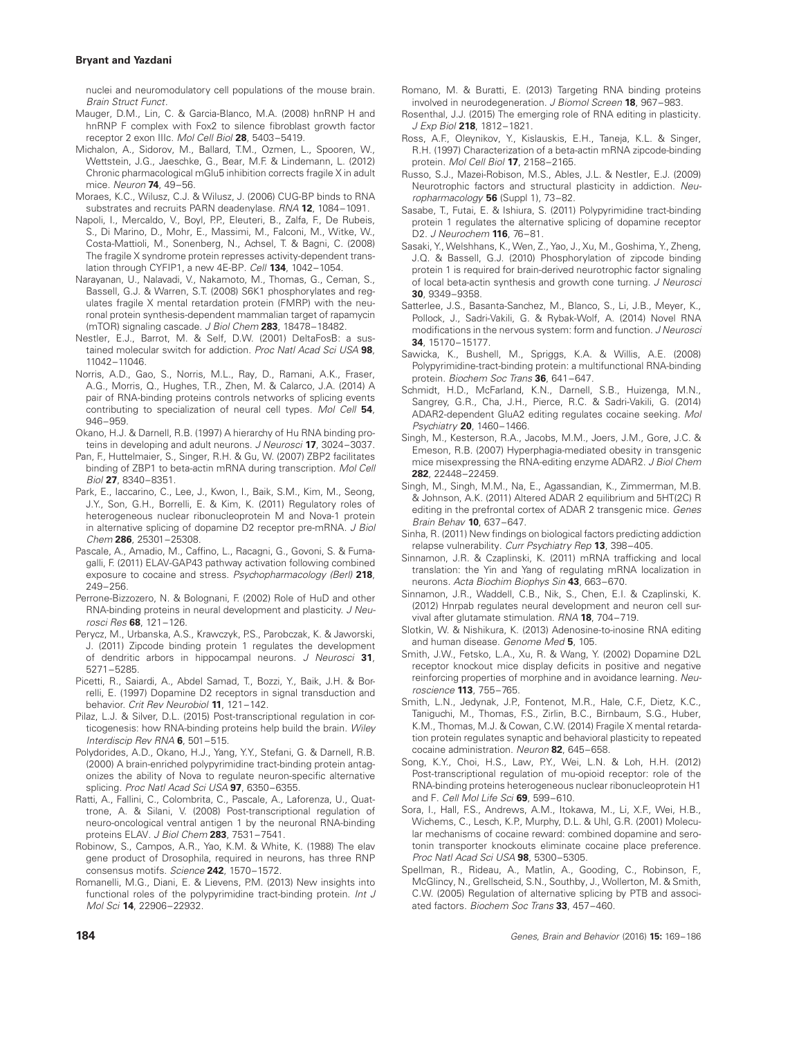nuclei and neuromodulatory cell populations of the mouse brain. *Brain Struct Funct*.

Mauger, D.M., Lin, C. & Garcia-Blanco, M.A. (2008) hnRNP H and hnRNP F complex with Fox2 to silence fibroblast growth factor receptor 2 exon IIIc. *Mol Cell Biol* **28**, 5403–5419.

Michalon, A., Sidorov, M., Ballard, T.M., Ozmen, L., Spooren, W., Wettstein, J.G., Jaeschke, G., Bear, M.F. & Lindemann, L. (2012) Chronic pharmacological mGlu5 inhibition corrects fragile X in adult mice. *Neuron* **74**, 49–56.

Moraes, K.C., Wilusz, C.J. & Wilusz, J. (2006) CUG-BP binds to RNA substrates and recruits PARN deadenylase. *RNA* **12**, 1084–1091.

Napoli, I., Mercaldo, V., Boyl, P.P., Eleuteri, B., Zalfa, F., De Rubeis, S., Di Marino, D., Mohr, E., Massimi, M., Falconi, M., Witke, W., Costa-Mattioli, M., Sonenberg, N., Achsel, T. & Bagni, C. (2008) The fragile X syndrome protein represses activity-dependent translation through CYFIP1, a new 4E-BP. *Cell* **134**, 1042–1054.

Narayanan, U., Nalavadi, V., Nakamoto, M., Thomas, G., Ceman, S., Bassell, G.J. & Warren, S.T. (2008) S6K1 phosphorylates and regulates fragile X mental retardation protein (FMRP) with the neuronal protein synthesis-dependent mammalian target of rapamycin (mTOR) signaling cascade. *J Biol Chem* **283**, 18478–18482.

Nestler, E.J., Barrot, M. & Self, D.W. (2001) DeltaFosB: a sustained molecular switch for addiction. *Proc Natl Acad Sci USA* **98**, 11042–11046.

Norris, A.D., Gao, S., Norris, M.L., Ray, D., Ramani, A.K., Fraser, A.G., Morris, Q., Hughes, T.R., Zhen, M. & Calarco, J.A. (2014) A pair of RNA-binding proteins controls networks of splicing events contributing to specialization of neural cell types. *Mol Cell* **54**, 946–959.

Okano, H.J. & Darnell, R.B. (1997) A hierarchy of Hu RNA binding proteins in developing and adult neurons. *J Neurosci* **17**, 3024–3037.

Pan, F., Huttelmaier, S., Singer, R.H. & Gu, W. (2007) ZBP2 facilitates binding of ZBP1 to beta-actin mRNA during transcription. *Mol Cell Biol* **27**, 8340–8351.

Park, E., Iaccarino, C., Lee, J., Kwon, I., Baik, S.M., Kim, M., Seong, J.Y., Son, G.H., Borrelli, E. & Kim, K. (2011) Regulatory roles of heterogeneous nuclear ribonucleoprotein M and Nova-1 protein in alternative splicing of dopamine D2 receptor pre-mRNA. *J Biol Chem* **286**, 25301–25308.

Pascale, A., Amadio, M., Caffino, L., Racagni, G., Govoni, S. & Fumagalli, F. (2011) ELAV-GAP43 pathway activation following combined exposure to cocaine and stress. *Psychopharmacology (Berl)* **218**, 249–256.

Perrone-Bizzozero, N. & Bolognani, F. (2002) Role of HuD and other RNA-binding proteins in neural development and plasticity. *J Neurosci Res* **68**, 121–126.

Perycz, M., Urbanska, A.S., Krawczyk, P.S., Parobczak, K. & Jaworski, J. (2011) Zipcode binding protein 1 regulates the development of dendritic arbors in hippocampal neurons. *J Neurosci* **31**, 5271–5285.

Picetti, R., Saiardi, A., Abdel Samad, T., Bozzi, Y., Baik, J.H. & Borrelli, E. (1997) Dopamine D2 receptors in signal transduction and behavior. *Crit Rev Neurobiol* **11**, 121–142.

Pilaz, L.J. & Silver, D.L. (2015) Post-transcriptional regulation in corticogenesis: how RNA-binding proteins help build the brain. *Wiley Interdiscip Rev RNA* **6**, 501–515.

Polydorides, A.D., Okano, H.J., Yang, Y.Y., Stefani, G. & Darnell, R.B. (2000) A brain-enriched polypyrimidine tract-binding protein antagonizes the ability of Nova to regulate neuron-specific alternative splicing. *Proc Natl Acad Sci USA* **97**, 6350–6355.

Ratti, A., Fallini, C., Colombrita, C., Pascale, A., Laforenza, U., Quattrone, A. & Silani, V. (2008) Post-transcriptional regulation of neuro-oncological ventral antigen 1 by the neuronal RNA-binding proteins ELAV. *J Biol Chem* **283**, 7531–7541.

Robinow, S., Campos, A.R., Yao, K.M. & White, K. (1988) The elav gene product of Drosophila, required in neurons, has three RNP consensus motifs. *Science* **242**, 1570–1572.

Romanelli, M.G., Diani, E. & Lievens, P.M. (2013) New insights into functional roles of the polypyrimidine tract-binding protein. *Int J Mol Sci* **14**, 22906–22932.

Romano, M. & Buratti, E. (2013) Targeting RNA binding proteins involved in neurodegeneration. *J Biomol Screen* **18**, 967–983.

Rosenthal, J.J. (2015) The emerging role of RNA editing in plasticity. *J Exp Biol* **218**, 1812–1821.

Ross, A.F., Oleynikov, Y., Kislauskis, E.H., Taneja, K.L. & Singer, R.H. (1997) Characterization of a beta-actin mRNA zipcode-binding protein. *Mol Cell Biol* **17**, 2158–2165.

Russo, S.J., Mazei-Robison, M.S., Ables, J.L. & Nestler, E.J. (2009) Neurotrophic factors and structural plasticity in addiction. *Neuropharmacology* **56** (Suppl 1), 73–82.

Sasabe, T., Futai, E. & Ishiura, S. (2011) Polypyrimidine tract-binding protein 1 regulates the alternative splicing of dopamine receptor D2. *J Neurochem* **116**, 76–81.

Sasaki, Y., Welshhans, K., Wen, Z., Yao, J., Xu, M., Goshima, Y., Zheng, J.Q. & Bassell, G.J. (2010) Phosphorylation of zipcode binding protein 1 is required for brain-derived neurotrophic factor signaling of local beta-actin synthesis and growth cone turning. *J Neurosci* **30**, 9349–9358.

Satterlee, J.S., Basanta-Sanchez, M., Blanco, S., Li, J.B., Meyer, K., Pollock, J., Sadri-Vakili, G. & Rybak-Wolf, A. (2014) Novel RNA modifications in the nervous system: form and function. *J Neurosci* **34**, 15170–15177.

Sawicka, K., Bushell, M., Spriggs, K.A. & Willis, A.E. (2008) Polypyrimidine-tract-binding protein: a multifunctional RNA-binding protein. *Biochem Soc Trans* **36**, 641–647.

Schmidt, H.D., McFarland, K.N., Darnell, S.B., Huizenga, M.N., Sangrey, G.R., Cha, J.H., Pierce, R.C. & Sadri-Vakili, G. (2014) ADAR2-dependent GluA2 editing regulates cocaine seeking. *Mol Psychiatry* **20**, 1460–1466.

Singh, M., Kesterson, R.A., Jacobs, M.M., Joers, J.M., Gore, J.C. & Emeson, R.B. (2007) Hyperphagia-mediated obesity in transgenic mice misexpressing the RNA-editing enzyme ADAR2. *J Biol Chem* **282**, 22448–22459.

Singh, M., Singh, M.M., Na, E., Agassandian, K., Zimmerman, M.B. & Johnson, A.K. (2011) Altered ADAR 2 equilibrium and 5HT(2C) R editing in the prefrontal cortex of ADAR 2 transgenic mice. *Genes Brain Behav* **10**, 637–647.

Sinha, R. (2011) New findings on biological factors predicting addiction relapse vulnerability. *Curr Psychiatry Rep* **13**, 398–405.

Sinnamon, J.R. & Czaplinski, K. (2011) mRNA trafficking and local translation: the Yin and Yang of regulating mRNA localization in neurons. *Acta Biochim Biophys Sin* **43**, 663–670.

Sinnamon, J.R., Waddell, C.B., Nik, S., Chen, E.I. & Czaplinski, K. (2012) Hnrpab regulates neural development and neuron cell survival after glutamate stimulation. *RNA* **18**, 704–719.

Slotkin, W. & Nishikura, K. (2013) Adenosine-to-inosine RNA editing and human disease. *Genome Med* **5**, 105.

Smith, J.W., Fetsko, L.A., Xu, R. & Wang, Y. (2002) Dopamine D2L receptor knockout mice display deficits in positive and negative reinforcing properties of morphine and in avoidance learning. *Neuroscience* **113**, 755–765.

Smith, L.N., Jedynak, J.P., Fontenot, M.R., Hale, C.F., Dietz, K.C., Taniguchi, M., Thomas, F.S., Zirlin, B.C., Birnbaum, S.G., Huber, K.M., Thomas, M.J. & Cowan, C.W. (2014) Fragile X mental retardation protein regulates synaptic and behavioral plasticity to repeated cocaine administration. *Neuron* **82**, 645–658.

Song, K.Y., Choi, H.S., Law, P.Y., Wei, L.N. & Loh, H.H. (2012) Post-transcriptional regulation of mu-opioid receptor: role of the RNA-binding proteins heterogeneous nuclear ribonucleoprotein H1 and F. *Cell Mol Life Sci* **69**, 599–610.

Sora, I., Hall, F.S., Andrews, A.M., Itokawa, M., Li, X.F., Wei, H.B., Wichems, C., Lesch, K.P., Murphy, D.L. & Uhl, G.R. (2001) Molecular mechanisms of cocaine reward: combined dopamine and serotonin transporter knockouts eliminate cocaine place preference. *Proc Natl Acad Sci USA* **98**, 5300–5305.

Spellman, R., Rideau, A., Matlin, A., Gooding, C., Robinson, F., McGlincy, N., Grellscheid, S.N., Southby, J., Wollerton, M. & Smith, C.W. (2005) Regulation of alternative splicing by PTB and associated factors. *Biochem Soc Trans* **33**, 457–460.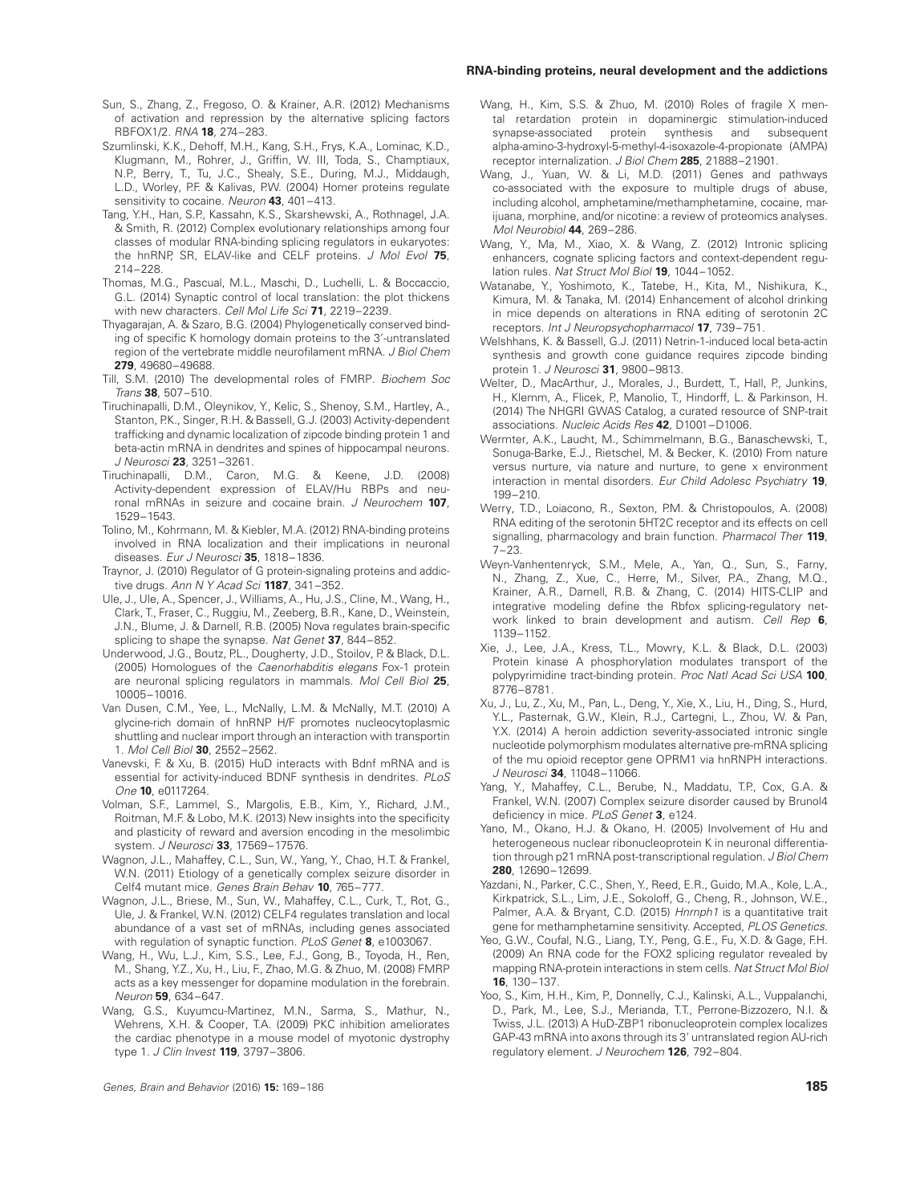Sun, S., Zhang, Z., Fregoso, O. & Krainer, A.R. (2012) Mechanisms of activation and repression by the alternative splicing factors RBFOX1/2. *RNA* **18**, 274–283.

Szumlinski, K.K., Dehoff, M.H., Kang, S.H., Frys, K.A., Lominac, K.D., Klugmann, M., Rohrer, J., Griffin, W. III, Toda, S., Champtiaux, N.P., Berry, T., Tu, J.C., Shealy, S.E., During, M.J., Middaugh, L.D., Worley, P.F. & Kalivas, P.W. (2004) Homer proteins regulate sensitivity to cocaine. *Neuron* **43**, 401–413.

Tang, Y.H., Han, S.P., Kassahn, K.S., Skarshewski, A., Rothnagel, J.A. & Smith, R. (2012) Complex evolutionary relationships among four classes of modular RNA-binding splicing regulators in eukaryotes: the hnRNP, SR, ELAV-like and CELF proteins. *J Mol Evol* **75**, 214–228.

Thomas, M.G., Pascual, M.L., Maschi, D., Luchelli, L. & Boccaccio, G.L. (2014) Synaptic control of local translation: the plot thickens with new characters. *Cell Mol Life Sci* **71**, 2219–2239.

Thyagarajan, A. & Szaro, B.G. (2004) Phylogenetically conserved binding of specific K homology domain proteins to the 3′-untranslated region of the vertebrate middle neurofilament mRNA. *J Biol Chem* **279**, 49680–49688.

Till, S.M. (2010) The developmental roles of FMRP. *Biochem Soc Trans* **38**, 507–510.

Tiruchinapalli, D.M., Oleynikov, Y., Kelic, S., Shenoy, S.M., Hartley, A., Stanton, P.K., Singer, R.H. & Bassell, G.J. (2003) Activity-dependent trafficking and dynamic localization of zipcode binding protein 1 and beta-actin mRNA in dendrites and spines of hippocampal neurons. *J Neurosci* **23**, 3251–3261.

Tiruchinapalli, D.M., Caron, M.G. & Keene, J.D. (2008) Activity-dependent expression of ELAV/Hu RBPs and neuronal mRNAs in seizure and cocaine brain. *J Neurochem* **107**, 1529–1543.

Tolino, M., Kohrmann, M. & Kiebler, M.A. (2012) RNA-binding proteins involved in RNA localization and their implications in neuronal diseases. *Eur J Neurosci* **35**, 1818–1836.

Traynor, J. (2010) Regulator of G protein-signaling proteins and addictive drugs. *Ann N Y Acad Sci* **1187**, 341–352.

Ule, J., Ule, A., Spencer, J., Williams, A., Hu, J.S., Cline, M., Wang, H., Clark, T., Fraser, C., Ruggiu, M., Zeeberg, B.R., Kane, D., Weinstein, J.N., Blume, J. & Darnell, R.B. (2005) Nova regulates brain-specific splicing to shape the synapse. *Nat Genet* **37**, 844–852.

Underwood, J.G., Boutz, P.L., Dougherty, J.D., Stoilov, P. & Black, D.L. (2005) Homologues of the *Caenorhabditis elegans* Fox-1 protein are neuronal splicing regulators in mammals. *Mol Cell Biol* **25**, 10005–10016.

Van Dusen, C.M., Yee, L., McNally, L.M. & McNally, M.T. (2010) A glycine-rich domain of hnRNP H/F promotes nucleocytoplasmic shuttling and nuclear import through an interaction with transportin 1. *Mol Cell Biol* **30**, 2552–2562.

Vanevski, F. & Xu, B. (2015) HuD interacts with Bdnf mRNA and is essential for activity-induced BDNF synthesis in dendrites. *PLoS One* **10**, e0117264.

Volman, S.F., Lammel, S., Margolis, E.B., Kim, Y., Richard, J.M., Roitman, M.F. & Lobo, M.K. (2013) New insights into the specificity and plasticity of reward and aversion encoding in the mesolimbic system. *J Neurosci* **33**, 17569–17576.

Wagnon, J.L., Mahaffey, C.L., Sun, W., Yang, Y., Chao, H.T. & Frankel, W.N. (2011) Etiology of a genetically complex seizure disorder in Celf4 mutant mice. *Genes Brain Behav* **10**, 765–777.

Wagnon, J.L., Briese, M., Sun, W., Mahaffey, C.L., Curk, T., Rot, G., Ule, J. & Frankel, W.N. (2012) CELF4 regulates translation and local abundance of a vast set of mRNAs, including genes associated with regulation of synaptic function. *PLoS Genet* **8**, e1003067.

Wang, H., Wu, L.J., Kim, S.S., Lee, F.J., Gong, B., Toyoda, H., Ren, M., Shang, Y.Z., Xu, H., Liu, F., Zhao, M.G. & Zhuo, M. (2008) FMRP acts as a key messenger for dopamine modulation in the forebrain. *Neuron* **59**, 634–647.

Wang, G.S., Kuyumcu-Martinez, M.N., Sarma, S., Mathur, N., Wehrens, X.H. & Cooper, T.A. (2009) PKC inhibition ameliorates the cardiac phenotype in a mouse model of myotonic dystrophy type 1. *J Clin Invest* **119**, 3797–3806.

Wang, H., Kim, S.S. & Zhuo, M. (2010) Roles of fragile X mental retardation protein in dopaminergic stimulation-induced synapse-associated protein synthesis and subsequent alpha-amino-3-hydroxyl-5-methyl-4-isoxazole-4-propionate (AMPA) receptor internalization. *J Biol Chem* **285**, 21888–21901.

Wang, J., Yuan, W. & Li, M.D. (2011) Genes and pathways co-associated with the exposure to multiple drugs of abuse, including alcohol, amphetamine/methamphetamine, cocaine, marijuana, morphine, and/or nicotine: a review of proteomics analyses. *Mol Neurobiol* **44**, 269–286.

Wang, Y., Ma, M., Xiao, X. & Wang, Z. (2012) Intronic splicing enhancers, cognate splicing factors and context-dependent regulation rules. *Nat Struct Mol Biol* **19**, 1044–1052.

Watanabe, Y., Yoshimoto, K., Tatebe, H., Kita, M., Nishikura, K., Kimura, M. & Tanaka, M. (2014) Enhancement of alcohol drinking in mice depends on alterations in RNA editing of serotonin 2C receptors. *Int J Neuropsychopharmacol* **17**, 739–751.

Welshhans, K. & Bassell, G.J. (2011) Netrin-1-induced local beta-actin synthesis and growth cone guidance requires zipcode binding protein 1. *J Neurosci* **31**, 9800–9813.

Welter, D., MacArthur, J., Morales, J., Burdett, T., Hall, P., Junkins, H., Klemm, A., Flicek, P., Manolio, T., Hindorff, L. & Parkinson, H. (2014) The NHGRI GWAS Catalog, a curated resource of SNP-trait associations. *Nucleic Acids Res* **42**, D1001–D1006.

Wermter, A.K., Laucht, M., Schimmelmann, B.G., Banaschewski, T., Sonuga-Barke, E.J., Rietschel, M. & Becker, K. (2010) From nature versus nurture, via nature and nurture, to gene x environment interaction in mental disorders. *Eur Child Adolesc Psychiatry* **19**, 199–210.

Werry, T.D., Loiacono, R., Sexton, P.M. & Christopoulos, A. (2008) RNA editing of the serotonin 5HT2C receptor and its effects on cell signalling, pharmacology and brain function. *Pharmacol Ther* **119**, 7–23.

Weyn-Vanhentenryck, S.M., Mele, A., Yan, Q., Sun, S., Farny, N., Zhang, Z., Xue, C., Herre, M., Silver, P.A., Zhang, M.Q., Krainer, A.R., Darnell, R.B. & Zhang, C. (2014) HITS-CLIP and integrative modeling define the Rbfox splicing-regulatory network linked to brain development and autism. *Cell Rep* **6**, 1139–1152.

Xie, J., Lee, J.A., Kress, T.L., Mowry, K.L. & Black, D.L. (2003) Protein kinase A phosphorylation modulates transport of the polypyrimidine tract-binding protein. *Proc Natl Acad Sci USA* **100**, 8776–8781.

Xu, J., Lu, Z., Xu, M., Pan, L., Deng, Y., Xie, X., Liu, H., Ding, S., Hurd, Y.L., Pasternak, G.W., Klein, R.J., Cartegni, L., Zhou, W. & Pan, Y.X. (2014) A heroin addiction severity-associated intronic single nucleotide polymorphism modulates alternative pre-mRNA splicing of the mu opioid receptor gene OPRM1 via hnRNPH interactions. *J Neurosci* **34**, 11048–11066.

Yang, Y., Mahaffey, C.L., Berube, N., Maddatu, T.P., Cox, G.A. & Frankel, W.N. (2007) Complex seizure disorder caused by Brunol4 deficiency in mice. *PLoS Genet* **3**, e124.

Yano, M., Okano, H.J. & Okano, H. (2005) Involvement of Hu and heterogeneous nuclear ribonucleoprotein K in neuronal differentiation through p21 mRNA post-transcriptional regulation. *J Biol Chem* **280**, 12690–12699.

Yazdani, N., Parker, C.C., Shen, Y., Reed, E.R., Guido, M.A., Kole, L.A., Kirkpatrick, S.L., Lim, J.E., Sokoloff, G., Cheng, R., Johnson, W.E., Palmer, A.A. & Bryant, C.D. (2015) *Hnrnph1* is a quantitative trait gene for methamphetamine sensitivity. Accepted, *PLOS Genetics*.

Yeo, G.W., Coufal, N.G., Liang, T.Y., Peng, G.E., Fu, X.D. & Gage, F.H. (2009) An RNA code for the FOX2 splicing regulator revealed by mapping RNA-protein interactions in stem cells. *Nat Struct Mol Biol* **16**, 130–137.

Yoo, S., Kim, H.H., Kim, P., Donnelly, C.J., Kalinski, A.L., Vuppalanchi, D., Park, M., Lee, S.J., Merianda, T.T., Perrone-Bizzozero, N.I. & Twiss, J.L. (2013) A HuD-ZBP1 ribonucleoprotein complex localizes GAP-43 mRNA into axons through its 3′ untranslated region AU-rich regulatory element. *J Neurochem* **126**, 792–804.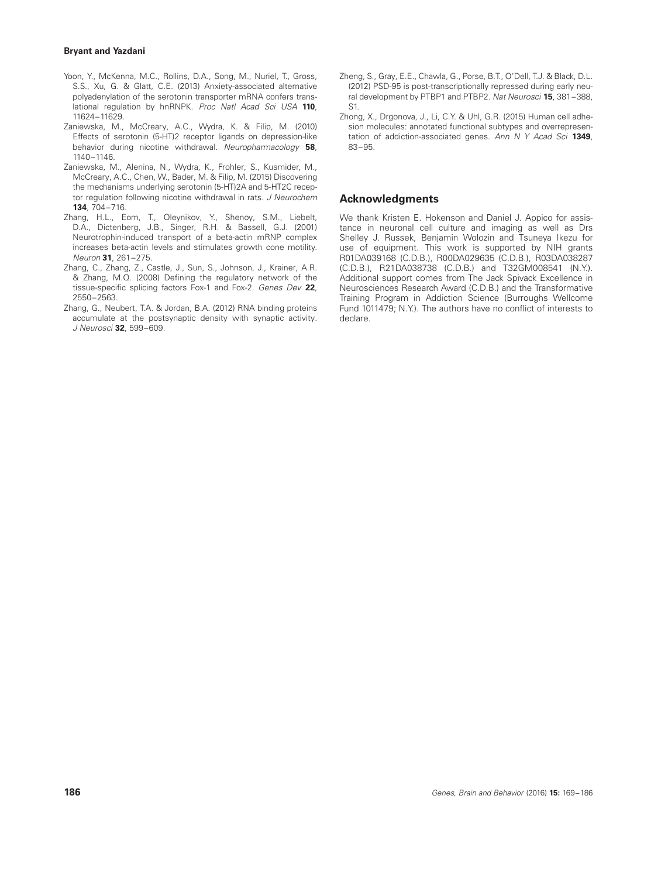Yoon, Y., McKenna, M.C., Rollins, D.A., Song, M., Nuriel, T., Gross, S.S., Xu, G. & Glatt, C.E. (2013) Anxiety-associated alternative polyadenylation of the serotonin transporter mRNA confers translational regulation by hnRNPK. *Proc Natl Acad Sci USA* **110**, 11624–11629.

Zaniewska, M., McCreary, A.C., Wydra, K. & Filip, M. (2010) Effects of serotonin (5-HT)2 receptor ligands on depression-like behavior during nicotine withdrawal. *Neuropharmacology* **58**, 1140–1146.

Zaniewska, M., Alenina, N., Wydra, K., Frohler, S., Kusmider, M., McCreary, A.C., Chen, W., Bader, M. & Filip, M. (2015) Discovering the mechanisms underlying serotonin (5-HT)2A and 5-HT2C receptor regulation following nicotine withdrawal in rats. *J Neurochem* **134**, 704–716.

Zhang, H.L., Eom, T., Oleynikov, Y., Shenoy, S.M., Liebelt, D.A., Dictenberg, J.B., Singer, R.H. & Bassell, G.J. (2001) Neurotrophin-induced transport of a beta-actin mRNP complex increases beta-actin levels and stimulates growth cone motility. *Neuron* **31**, 261–275.

Zhang, C., Zhang, Z., Castle, J., Sun, S., Johnson, J., Krainer, A.R. & Zhang, M.Q. (2008) Defining the regulatory network of the tissue-specific splicing factors Fox-1 and Fox-2. *Genes Dev* **22**, 2550–2563.

Zhang, G., Neubert, T.A. & Jordan, B.A. (2012) RNA binding proteins accumulate at the postsynaptic density with synaptic activity. *J Neurosci* **32**, 599–609.

Zheng, S., Gray, E.E., Chawla, G., Porse, B.T., O'Dell, T.J. & Black, D.L. (2012) PSD-95 is post-transcriptionally repressed during early neural development by PTBP1 and PTBP2. *Nat Neurosci* **15**, 381–388, S1.

Zhong, X., Drgonova, J., Li, C.Y. & Uhl, G.R. (2015) Human cell adhesion molecules: annotated functional subtypes and overrepresentation of addiction-associated genes. *Ann N Y Acad Sci* **1349**, 83–95.

## Acknowledgments

We thank Kristen E. Hokenson and Daniel J. Appico for assistance in neuronal cell culture and imaging as well as Drs Shelley J. Russek, Benjamin Wolozin and Tsuneya Ikezu for use of equipment. This work is supported by NIH grants R01DA039168 (C.D.B.), R00DA029635 (C.D.B.), R03DA038287 (C.D.B.), R21DA038738 (C.D.B.) and T32GM008541 (N.Y.). Additional support comes from The Jack Spivack Excellence in Neurosciences Research Award (C.D.B.) and the Transformative Training Program in Addiction Science (Burroughs Wellcome Fund 1011479; N.Y.). The authors have no conflict of interests to declare.